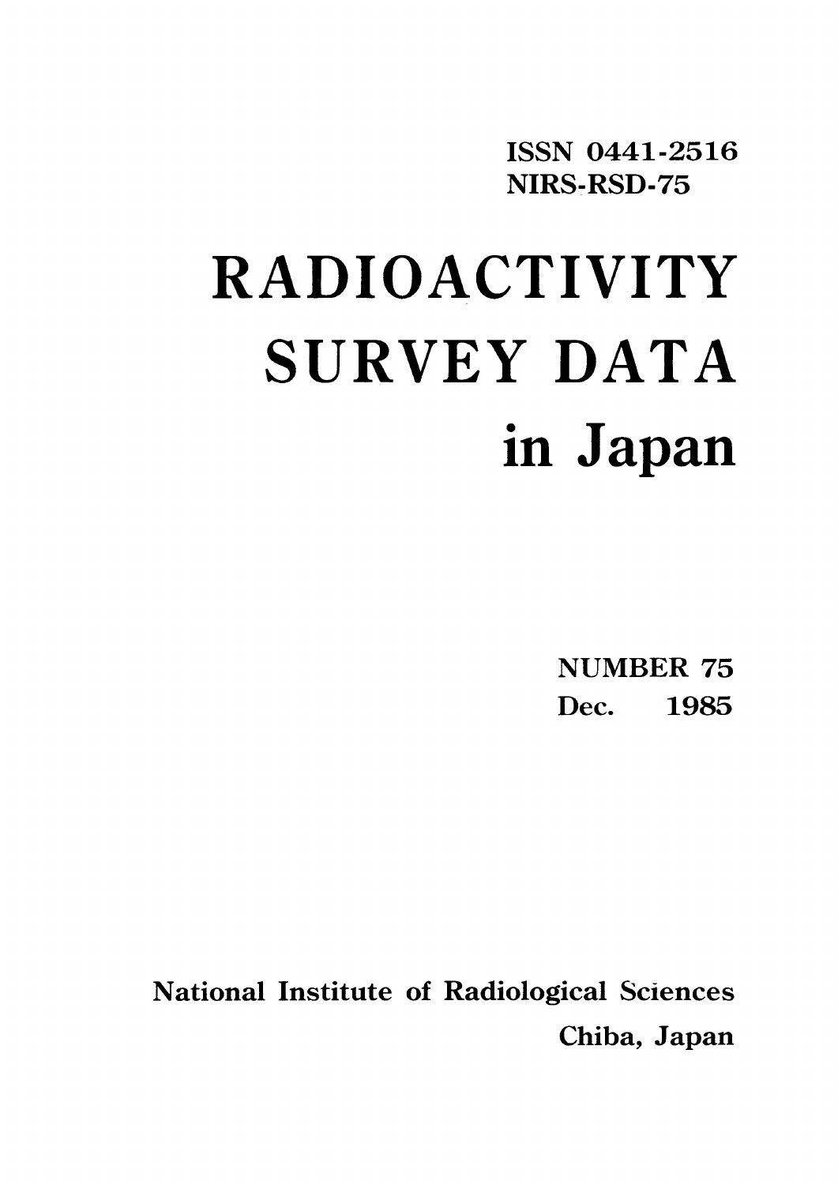ISSN 0441-2516
NIRS-RSD-75

# RADIOACTIVITY SURVEY DATA in Japan

NUMBER 75
Dec. 1985

National Institute of Radiological Sciences
Chiba, Japan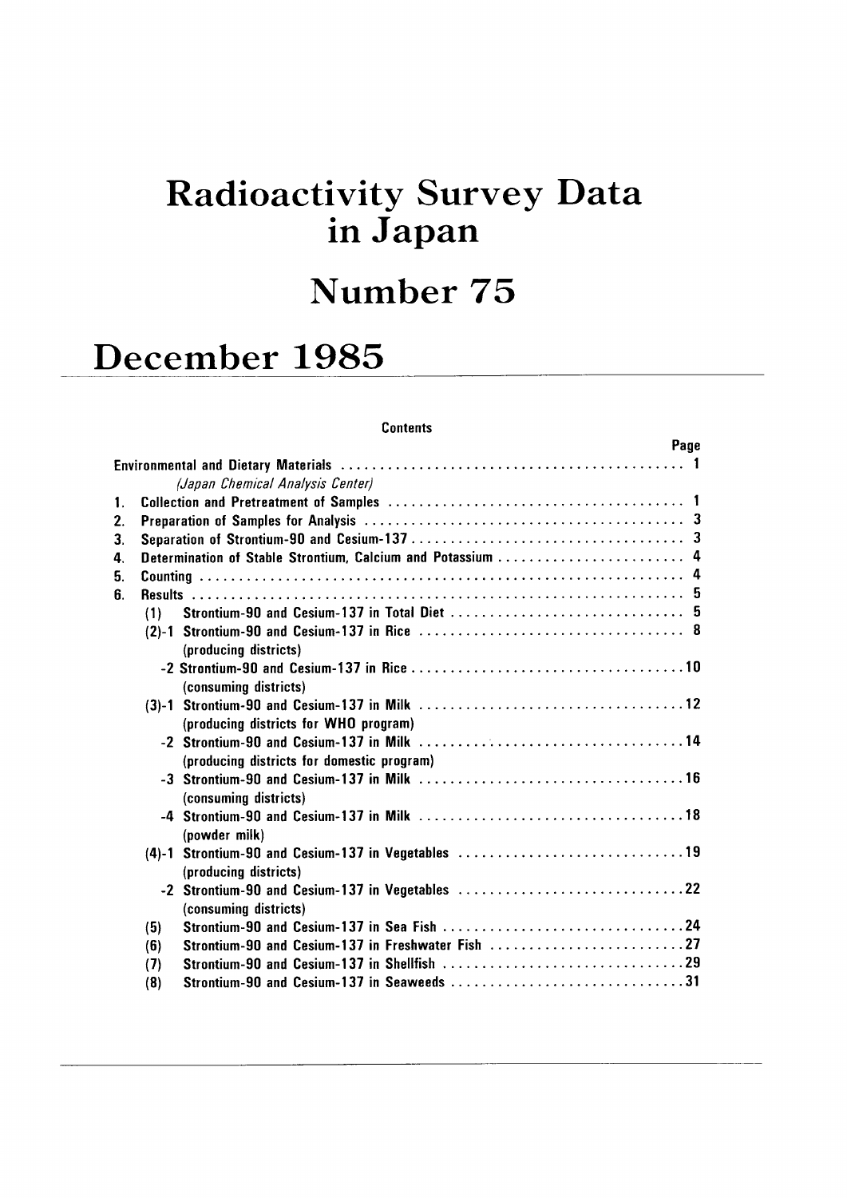# Radioactivity Survey Data in Japan

# Number 75

# December 1985

## Contents

| | Page |
|---|---|
| Environmental and Dietary Materials | 1 |
| *(Japan Chemical Analysis Center)* | |
| 1. Collection and Pretreatment of Samples | 1 |
| 2. Preparation of Samples for Analysis | 3 |
| 3. Separation of Strontium-90 and Cesium-137 | 3 |
| 4. Determination of Stable Strontium, Calcium and Potassium | 4 |
| 5. Counting | 4 |
| 6. Results | 5 |
| (1) Strontium-90 and Cesium-137 in Total Diet | 5 |
| (2)-1 Strontium-90 and Cesium-137 in Rice (producing districts) | 8 |
| -2 Strontium-90 and Cesium-137 in Rice (consuming districts) | 10 |
| (3)-1 Strontium-90 and Cesium-137 in Milk (producing districts for WHO program) | 12 |
| -2 Strontium-90 and Cesium-137 in Milk (producing districts for domestic program) | 14 |
| -3 Strontium-90 and Cesium-137 in Milk (consuming districts) | 16 |
| -4 Strontium-90 and Cesium-137 in Milk (powder milk) | 18 |
| (4)-1 Strontium-90 and Cesium-137 in Vegetables (producing districts) | 19 |
| -2 Strontium-90 and Cesium-137 in Vegetables (consuming districts) | 22 |
| (5) Strontium-90 and Cesium-137 in Sea Fish | 24 |
| (6) Strontium-90 and Cesium-137 in Freshwater Fish | 27 |
| (7) Strontium-90 and Cesium-137 in Shellfish | 29 |
| (8) Strontium-90 and Cesium-137 in Seaweeds | 31 |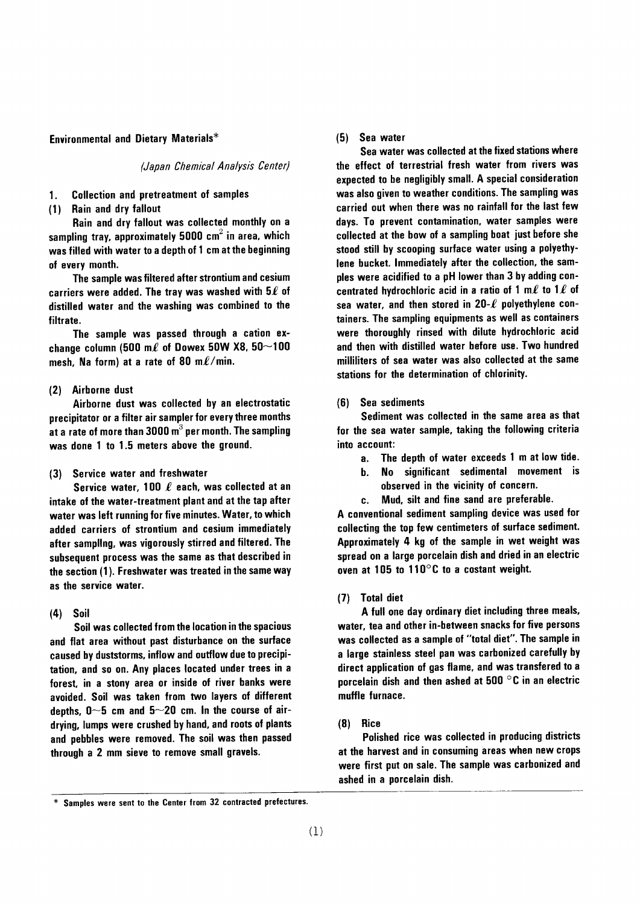## Environmental and Dietary Materials*

*(Japan Chemical Analysis Center)*

### 1. Collection and pretreatment of samples

#### (1) Rain and dry fallout

Rain and dry fallout was collected monthly on a sampling tray, approximately 5000 $cm^2$ in area, which was filled with water to a depth of 1 cm at the beginning of every month.

The sample was filtered after strontium and cesium carriers were added. The tray was washed with 5ℓ of distilled water and the washing was combined to the filtrate.

The sample was passed through a cation exchange column (500 mℓ of Dowex 50W X8, 50~100 mesh, Na form) at a rate of 80 mℓ/min.

#### (2) Airborne dust

Airborne dust was collected by an electrostatic precipitator or a filter air sampler for every three months at a rate of more than 3000 $m^3$ per month. The sampling was done 1 to 1.5 meters above the ground.

#### (3) Service water and freshwater

Service water, 100 ℓ each, was collected at an intake of the water-treatment plant and at the tap after water was left running for five minutes. Water, to which added carriers of strontium and cesium immediately after samplling, was vigorously stirred and filtered. The subsequent process was the same as that described in the section (1). Freshwater was treated in the same way as the service water.

#### (4) Soil

Soil was collected from the location in the spacious and flat area without past disturbance on the surface caused by duststorms, inflow and outflow due to precipitation, and so on. Any places located under trees in a forest, in a stony area or inside of river banks were avoided. Soil was taken from two layers of different depths, 0~5 cm and 5~20 cm. In the course of air-drying, lumps were crushed by hand, and roots of plants and pebbles were removed. The soil was then passed through a 2 mm sieve to remove small gravels.

#### (5) Sea water

Sea water was collected at the fixed stations where the effect of terrestrial fresh water from rivers was expected to be negligibly small. A special consideration was also given to weather conditions. The sampling was carried out when there was no rainfall for the last few days. To prevent contamination, water samples were collected at the bow of a sampling boat just before she stood still by scooping surface water using a polyethylene bucket. Immediately after the collection, the samples were acidified to a pH lower than 3 by adding concentrated hydrochloric acid in a ratio of 1 mℓ to 1ℓ of sea water, and then stored in 20-ℓ polyethylene containers. The sampling equipments as well as containers were thoroughly rinsed with dilute hydrochloric acid and then with distilled water before use. Two hundred milliliters of sea water was also collected at the same stations for the determination of chlorinity.

#### (6) Sea sediments

Sediment was collected in the same area as that for the sea water sample, taking the following criteria into account:

a. The depth of water exceeds 1 m at low tide.
b. No significant sedimental movement is observed in the vicinity of concern.
c. Mud, silt and fine sand are preferable.

A conventional sediment sampling device was used for collecting the top few centimeters of surface sediment. Approximately 4 kg of the sample in wet weight was spread on a large porcelain dish and dried in an electric oven at 105 to 110°C to a costant weight.

#### (7) Total diet

A full one day ordinary diet including three meals, water, tea and other in-between snacks for five persons was collected as a sample of "total diet". The sample in a large stainless steel pan was carbonized carefully by direct application of gas flame, and was transfered to a porcelain dish and then ashed at 500 °C in an electric muffle furnace.

#### (8) Rice

Polished rice was collected in producing districts at the harvest and in consuming areas when new crops were first put on sale. The sample was carbonized and ashed in a porcelain dish.

---

\* Samples were sent to the Center from 32 contracted prefectures.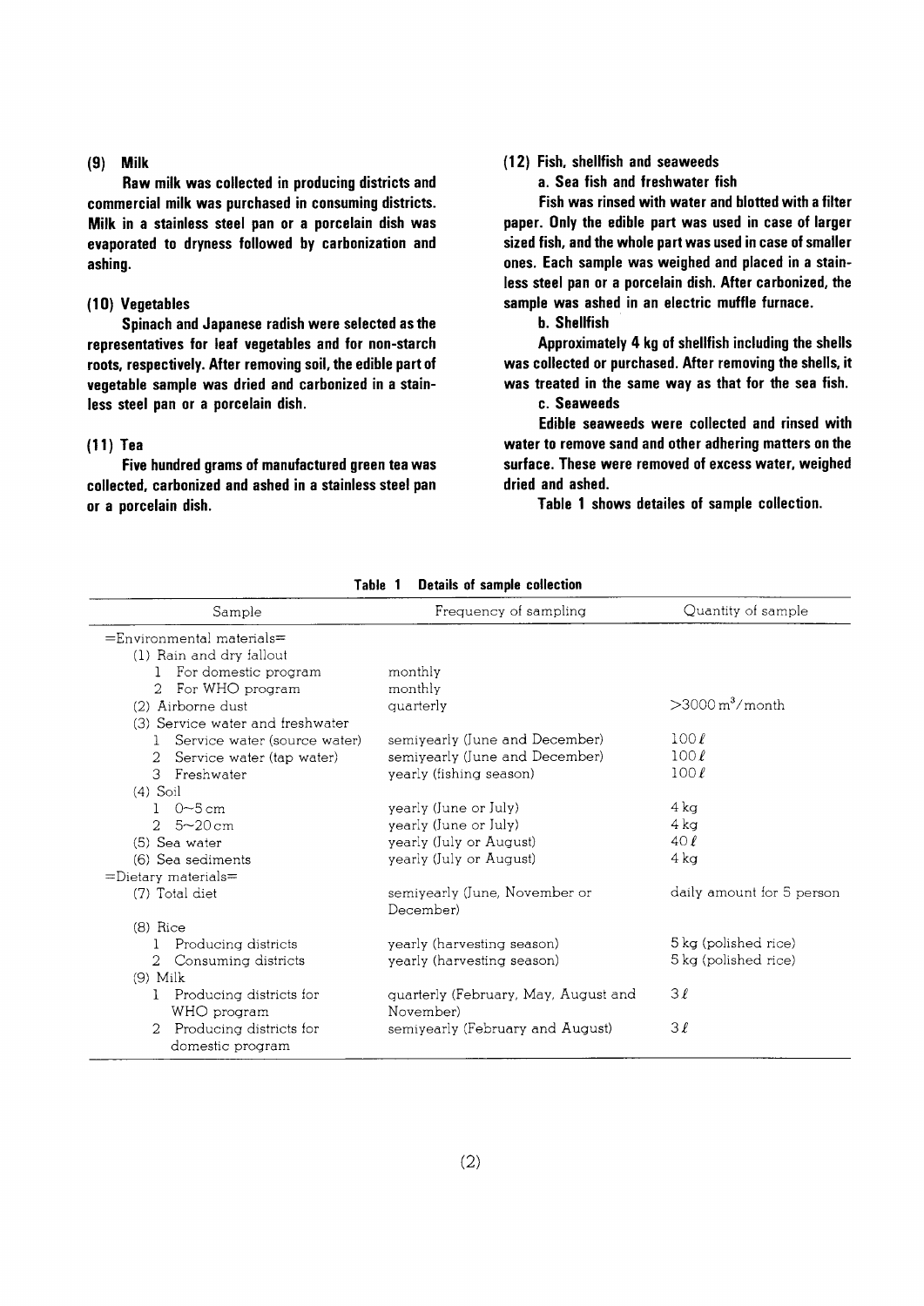### (9) Milk

Raw milk was collected in producing districts and commercial milk was purchased in consuming districts. Milk in a stainless steel pan or a porcelain dish was evaporated to dryness followed by carbonization and ashing.

### (10) Vegetables

Spinach and Japanese radish were selected as the representatives for leaf vegetables and for non-starch roots, respectively. After removing soil, the edible part of vegetable sample was dried and carbonized in a stainless steel pan or a porcelain dish.

### (11) Tea

Five hundred grams of manufactured green tea was collected, carbonized and ashed in a stainless steel pan or a porcelain dish.

### (12) Fish, shellfish and seaweeds

a. Sea fish and freshwater fish

Fish was rinsed with water and blotted with a filter paper. Only the edible part was used in case of larger sized fish, and the whole part was used in case of smaller ones. Each sample was weighed and placed in a stainless steel pan or a porcelain dish. After carbonized, the sample was ashed in an electric muffle furnace.

b. Shellfish

Approximately 4 kg of shellfish including the shells was collected or purchased. After removing the shells, it was treated in the same way as that for the sea fish.

c. Seaweeds

Edible seaweeds were collected and rinsed with water to remove sand and other adhering matters on the surface. These were removed of excess water, weighed dried and ashed.

Table 1 shows detailes of sample collection.

**Table 1 Details of sample collection**

| Sample | Frequency of sampling | Quantity of sample |
|---|---|---|
| =Environmental materials= | | |
| (1) Rain and dry fallout | | |
| 1 For domestic program | monthly | |
| 2 For WHO program | monthly | |
| (2) Airborne dust | quarterly | >3000 m$^3$/month |
| (3) Service water and freshwater | | |
| 1 Service water (source water) | semiyearly (June and December) | 100 ℓ |
| 2 Service water (tap water) | semiyearly (June and December) | 100 ℓ |
| 3 Freshwater | yearly (fishing season) | 100 ℓ |
| (4) Soil | | |
| 1 0~5 cm | yearly (June or July) | 4 kg |
| 2 5~20 cm | yearly (June or July) | 4 kg |
| (5) Sea water | yearly (July or August) | 40 ℓ |
| (6) Sea sediments | yearly (July or August) | 4 kg |
| =Dietary materials= | | |
| (7) Total diet | semiyearly (June, November or December) | daily amount for 5 person |
| (8) Rice | | |
| 1 Producing districts | yearly (harvesting season) | 5 kg (polished rice) |
| 2 Consuming districts | yearly (harvesting season) | 5 kg (polished rice) |
| (9) Milk | | |
| 1 Producing districts for WHO program | quarterly (February, May, August and November) | 3 ℓ |
| 2 Producing districts for domestic program | semiyearly (February and August) | 3 ℓ |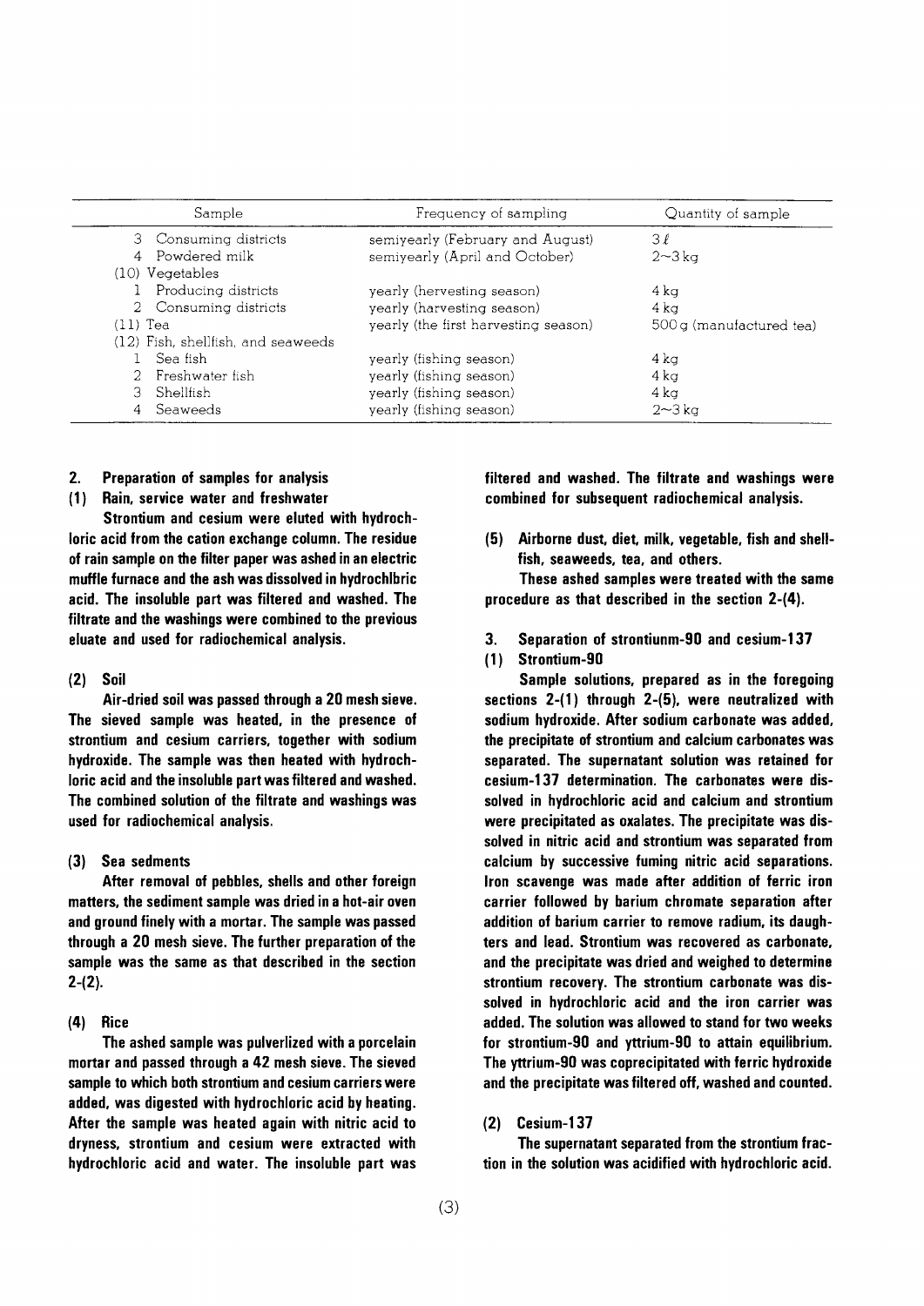| Sample | Frequency of sampling | Quantity of sample |
|---|---|---|
| 3 Consuming districts | semiyearly (February and August) | 3 ℓ |
| 4 Powdered milk | semiyearly (April and October) | 2~3 kg |
| (10) Vegetables | | |
| 1 Producing districts | yearly (hervesting season) | 4 kg |
| 2 Consuming districts | yearly (harvesting season) | 4 kg |
| (11) Tea | yearly (the first harvesting season) | 500 g (manufactured tea) |
| (12) Fish, shellfish, and seaweeds | | |
| 1 Sea fish | yearly (fishing season) | 4 kg |
| 2 Freshwater fish | yearly (fishing season) | 4 kg |
| 3 Shellfish | yearly (fishing season) | 4 kg |
| 4 Seaweeds | yearly (fishing season) | 2~3 kg |

## 2. Preparation of samples for analysis

### (1) Rain, service water and freshwater

Strontium and cesium were eluted with hydrochloric acid from the cation exchange column. The residue of rain sample on the filter paper was ashed in an electric muffle furnace and the ash was dissolved in hydrochlbric acid. The insoluble part was filtered and washed. The filtrate and the washings were combined to the previous eluate and used for radiochemical analysis.

### (2) Soil

Air-dried soil was passed through a 20 mesh sieve. The sieved sample was heated, in the presence of strontium and cesium carriers, together with sodium hydroxide. The sample was then heated with hydrochloric acid and the insoluble part was filtered and washed. The combined solution of the filtrate and washings was used for radiochemical analysis.

### (3) Sea sedments

After removal of pebbles, shells and other foreign matters, the sediment sample was dried in a hot-air oven and ground finely with a mortar. The sample was passed through a 20 mesh sieve. The further preparation of the sample was the same as that described in the section 2-(2).

### (4) Rice

The ashed sample was pulverlized with a porcelain mortar and passed through a 42 mesh sieve. The sieved sample to which both strontium and cesium carriers were added, was digested with hydrochloric acid by heating. After the sample was heated again with nitric acid to dryness, strontium and cesium were extracted with hydrochloric acid and water. The insoluble part was filtered and washed. The filtrate and washings were combined for subsequent radiochemical analysis.

### (5) Airborne dust, diet, milk, vegetable, fish and shellfish, seaweeds, tea, and others.

These ashed samples were treated with the same procedure as that described in the section 2-(4).

## 3. Separation of strontiunm-90 and cesium-137

### (1) Strontium-90

Sample solutions, prepared as in the foregoing sections 2-(1) through 2-(5), were neutralized with sodium hydroxide. After sodium carbonate was added, the precipitate of strontium and calcium carbonates was separated. The supernatant solution was retained for cesium-137 determination. The carbonates were dissolved in hydrochloric acid and calcium and strontium were precipitated as oxalates. The precipitate was dissolved in nitric acid and strontium was separated from calcium by successive fuming nitric acid separations. Iron scavenge was made after addition of ferric iron carrier followed by barium chromate separation after addition of barium carrier to remove radium, its daughters and lead. Strontium was recovered as carbonate, and the precipitate was dried and weighed to determine strontium recovery. The strontium carbonate was dissolved in hydrochloric acid and the iron carrier was added. The solution was allowed to stand for two weeks for strontium-90 and yttrium-90 to attain equilibrium. The yttrium-90 was coprecipitated with ferric hydroxide and the precipitate was filtered off, washed and counted.

### (2) Cesium-137

The supernatant separated from the strontium fraction in the solution was acidified with hydrochloric acid.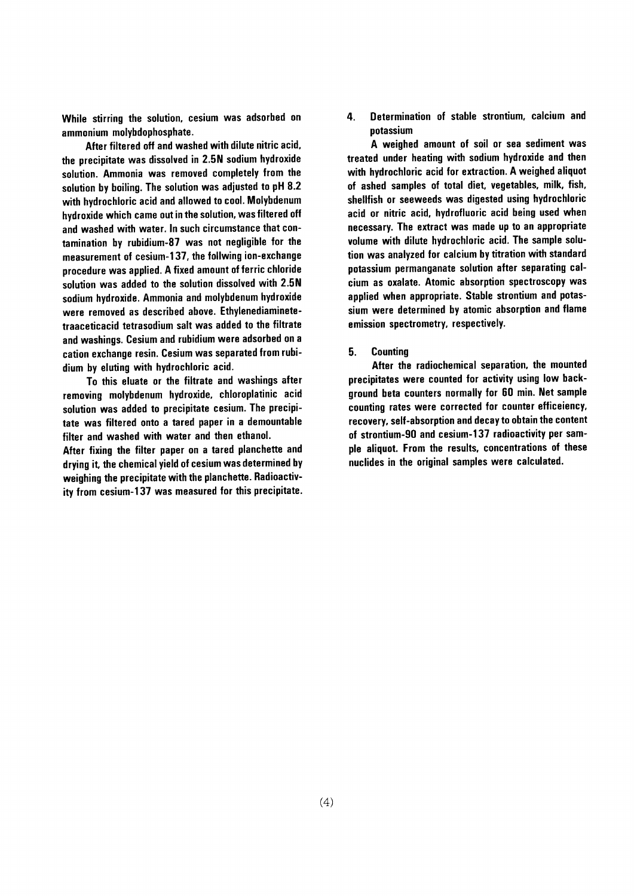While stirring the solution, cesium was adsorbed on ammonium molybdophosphate.

After filtered off and washed with dilute nitric acid, the precipitate was dissolved in 2.5N sodium hydroxide solution. Ammonia was removed completely from the solution by boiling. The solution was adjusted to pH 8.2 with hydrochloric acid and allowed to cool. Molybdenum hydroxide which came out in the solution, was filtered off and washed with water. In such circumstance that contamination by rubidium-87 was not negligible for the measurement of cesium-137, the follwing ion-exchange procedure was applied. A fixed amount of ferric chloride solution was added to the solution dissolved with 2.5N sodium hydroxide. Ammonia and molybdenum hydroxide were removed as described above. Ethylenediaminetetraaceticacid tetrasodium salt was added to the filtrate and washings. Cesium and rubidium were adsorbed on a cation exchange resin. Cesium was separated from rubidium by eluting with hydrochloric acid.

To this eluate or the filtrate and washings after removing molybdenum hydroxide, chloroplatinic acid solution was added to precipitate cesium. The precipitate was filtered onto a tared paper in a demountable filter and washed with water and then ethanol.

After fixing the filter paper on a tared planchette and drying it, the chemical yield of cesium was determined by weighing the precipitate with the planchette. Radioactivity from cesium-137 was measured for this precipitate.

## 4. Determination of stable strontium, calcium and potassium

A weighed amount of soil or sea sediment was treated under heating with sodium hydroxide and then with hydrochloric acid for extraction. A weighed aliquot of ashed samples of total diet, vegetables, milk, fish, shellfish or seeweeds was digested using hydrochloric acid or nitric acid, hydrofluoric acid being used when necessary. The extract was made up to an appropriate volume with dilute hydrochloric acid. The sample solution was analyzed for calcium by titration with standard potassium permanganate solution after separating calcium as oxalate. Atomic absorption spectroscopy was applied when appropriate. Stable strontium and potassium were determined by atomic absorption and flame emission spectrometry, respectively.

## 5. Counting

After the radiochemical separation, the mounted precipitates were counted for activity using low background beta counters normally for 60 min. Net sample counting rates were corrected for counter efficeiency, recovery, self-absorption and decay to obtain the content of strontium-90 and cesium-137 radioactivity per sample aliquot. From the results, concentrations of these nuclides in the original samples were calculated.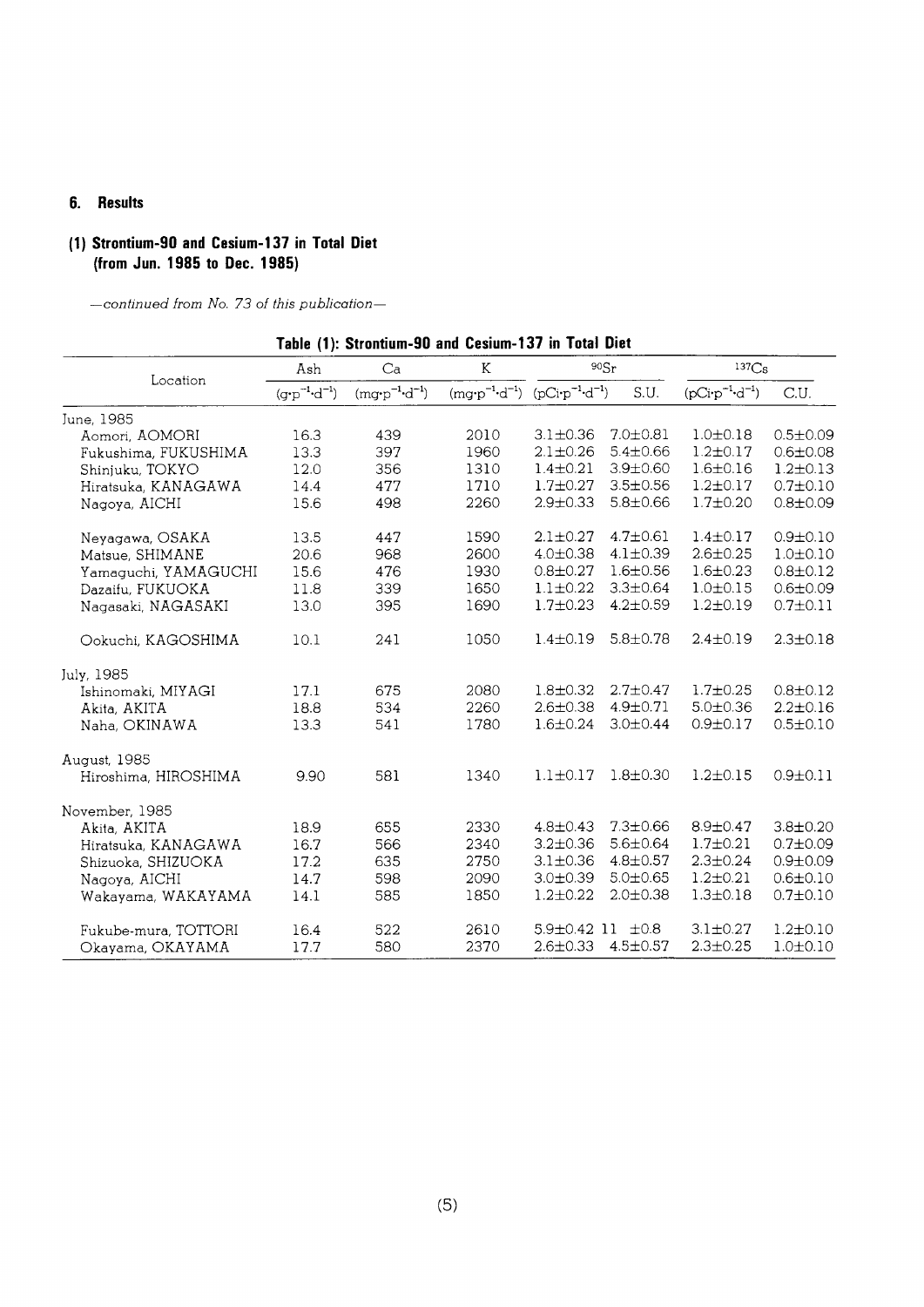## 6. Results

### (1) Strontium-90 and Cesium-137 in Total Diet (from Jun. 1985 to Dec. 1985)

*—continued from No. 73 of this publication—*

**Table (1): Strontium-90 and Cesium-137 in Total Diet**

| Location | Ash | Ca | K | $^{90}Sr$ | | $^{137}Cs$ | |
|---|---|---|---|---|---|---|---|
| | $(g \cdot p^{-1} \cdot d^{-1})$ | $(mg \cdot p^{-1} \cdot d^{-1})$ | $(mg \cdot p^{-1} \cdot d^{-1})$ | $(pCi \cdot p^{-1} \cdot d^{-1})$ | S.U. | $(pCi \cdot p^{-1} \cdot d^{-1})$ | C.U. |
| June, 1985 | | | | | | | |
| Aomori, AOMORI | 16.3 | 439 | 2010 | 3.1±0.36 | 7.0±0.81 | 1.0±0.18 | 0.5±0.09 |
| Fukushima, FUKUSHIMA | 13.3 | 397 | 1960 | 2.1±0.26 | 5.4±0.66 | 1.2±0.17 | 0.6±0.08 |
| Shinjuku, TOKYO | 12.0 | 356 | 1310 | 1.4±0.21 | 3.9±0.60 | 1.6±0.16 | 1.2±0.13 |
| Hiratsuka, KANAGAWA | 14.4 | 477 | 1710 | 1.7±0.27 | 3.5±0.56 | 1.2±0.17 | 0.7±0.10 |
| Nagoya, AICHI | 15.6 | 498 | 2260 | 2.9±0.33 | 5.8±0.66 | 1.7±0.20 | 0.8±0.09 |
| Neyagawa, OSAKA | 13.5 | 447 | 1590 | 2.1±0.27 | 4.7±0.61 | 1.4±0.17 | 0.9±0.10 |
| Matsue, SHIMANE | 20.6 | 968 | 2600 | 4.0±0.38 | 4.1±0.39 | 2.6±0.25 | 1.0±0.10 |
| Yamaguchi, YAMAGUCHI | 15.6 | 476 | 1930 | 0.8±0.27 | 1.6±0.56 | 1.6±0.23 | 0.8±0.12 |
| Dazaifu, FUKUOKA | 11.8 | 339 | 1650 | 1.1±0.22 | 3.3±0.64 | 1.0±0.15 | 0.6±0.09 |
| Nagasaki, NAGASAKI | 13.0 | 395 | 1690 | 1.7±0.23 | 4.2±0.59 | 1.2±0.19 | 0.7±0.11 |
| Ookuchi, KAGOSHIMA | 10.1 | 241 | 1050 | 1.4±0.19 | 5.8±0.78 | 2.4±0.19 | 2.3±0.18 |
| July, 1985 | | | | | | | |
| Ishinomaki, MIYAGI | 17.1 | 675 | 2080 | 1.8±0.32 | 2.7±0.47 | 1.7±0.25 | 0.8±0.12 |
| Akita, AKITA | 18.8 | 534 | 2260 | 2.6±0.38 | 4.9±0.71 | 5.0±0.36 | 2.2±0.16 |
| Naha, OKINAWA | 13.3 | 541 | 1780 | 1.6±0.24 | 3.0±0.44 | 0.9±0.17 | 0.5±0.10 |
| August, 1985 | | | | | | | |
| Hiroshima, HIROSHIMA | 9.90 | 581 | 1340 | 1.1±0.17 | 1.8±0.30 | 1.2±0.15 | 0.9±0.11 |
| November, 1985 | | | | | | | |
| Akita, AKITA | 18.9 | 655 | 2330 | 4.8±0.43 | 7.3±0.66 | 8.9±0.47 | 3.8±0.20 |
| Hiratsuka, KANAGAWA | 16.7 | 566 | 2340 | 3.2±0.36 | 5.6±0.64 | 1.7±0.21 | 0.7±0.09 |
| Shizuoka, SHIZUOKA | 17.2 | 635 | 2750 | 3.1±0.36 | 4.8±0.57 | 2.3±0.24 | 0.9±0.09 |
| Nagoya, AICHI | 14.7 | 598 | 2090 | 3.0±0.39 | 5.0±0.65 | 1.2±0.21 | 0.6±0.10 |
| Wakayama, WAKAYAMA | 14.1 | 585 | 1850 | 1.2±0.22 | 2.0±0.38 | 1.3±0.18 | 0.7±0.10 |
| Fukube-mura, TOTTORI | 16.4 | 522 | 2610 | 5.9±0.42 | 11 ±0.8 | 3.1±0.27 | 1.2±0.10 |
| Okayama, OKAYAMA | 17.7 | 580 | 2370 | 2.6±0.33 | 4.5±0.57 | 2.3±0.25 | 1.0±0.10 |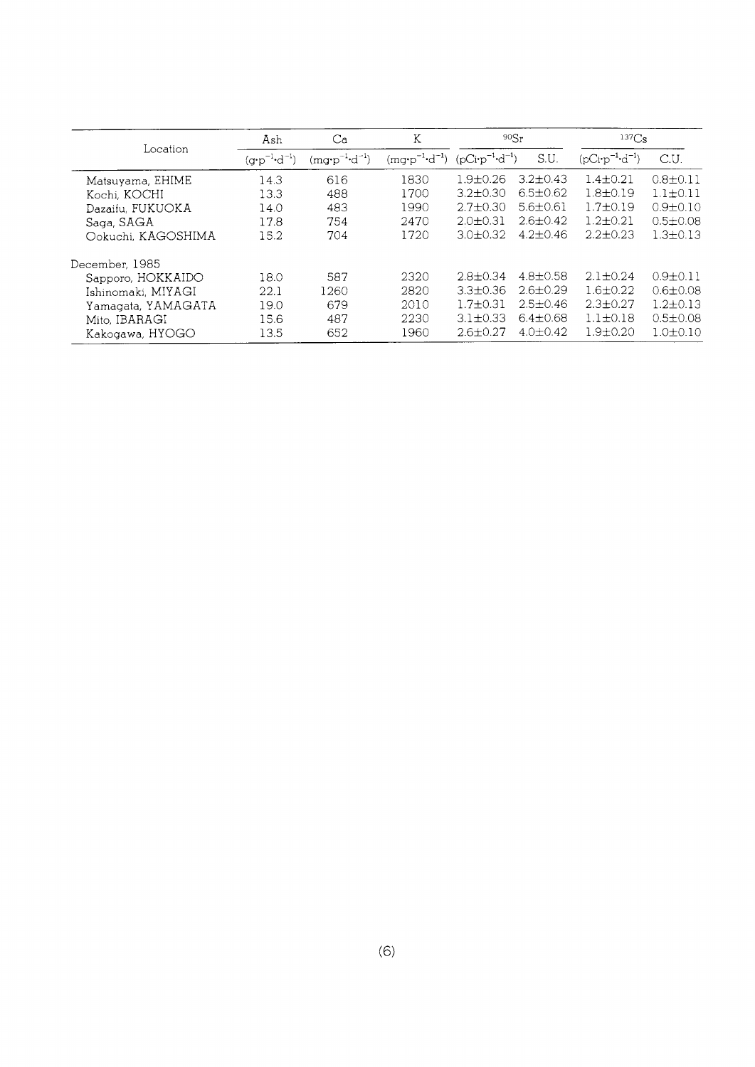| Location | Ash | Ca | K | $^{90}Sr$ | | $^{137}Cs$ | |
|---|---|---|---|---|---|---|---|
| | $(g \cdot p^{-1} \cdot d^{-1})$ | $(mg \cdot p^{-1} \cdot d^{-1})$ | $(mg \cdot p^{-1} \cdot d^{-1})$ | $(pCi \cdot p^{-1} \cdot d^{-1})$ | S.U. | $(pCi \cdot p^{-1} \cdot d^{-1})$ | C.U. |
| Matsuyama, EHIME | 14.3 | 616 | 1830 | 1.9±0.26 | 3.2±0.43 | 1.4±0.21 | 0.8±0.11 |
| Kochi, KOCHI | 13.3 | 488 | 1700 | 3.2±0.30 | 6.5±0.62 | 1.8±0.19 | 1.1±0.11 |
| Dazaifu, FUKUOKA | 14.0 | 483 | 1990 | 2.7±0.30 | 5.6±0.61 | 1.7±0.19 | 0.9±0.10 |
| Saga, SAGA | 17.8 | 754 | 2470 | 2.0±0.31 | 2.6±0.42 | 1.2±0.21 | 0.5±0.08 |
| Ookuchi, KAGOSHIMA | 15.2 | 704 | 1720 | 3.0±0.32 | 4.2±0.46 | 2.2±0.23 | 1.3±0.13 |
| December, 1985 | | | | | | | |
| Sapporo, HOKKAIDO | 18.0 | 587 | 2320 | 2.8±0.34 | 4.8±0.58 | 2.1±0.24 | 0.9±0.11 |
| Ishinomaki, MIYAGI | 22.1 | 1260 | 2820 | 3.3±0.36 | 2.6±0.29 | 1.6±0.22 | 0.6±0.08 |
| Yamagata, YAMAGATA | 19.0 | 679 | 2010 | 1.7±0.31 | 2.5±0.46 | 2.3±0.27 | 1.2±0.13 |
| Mito, IBARAGI | 15.6 | 487 | 2230 | 3.1±0.33 | 6.4±0.68 | 1.1±0.18 | 0.5±0.08 |
| Kakogawa, HYOGO | 13.5 | 652 | 1960 | 2.6±0.27 | 4.0±0.42 | 1.9±0.20 | 1.0±0.10 |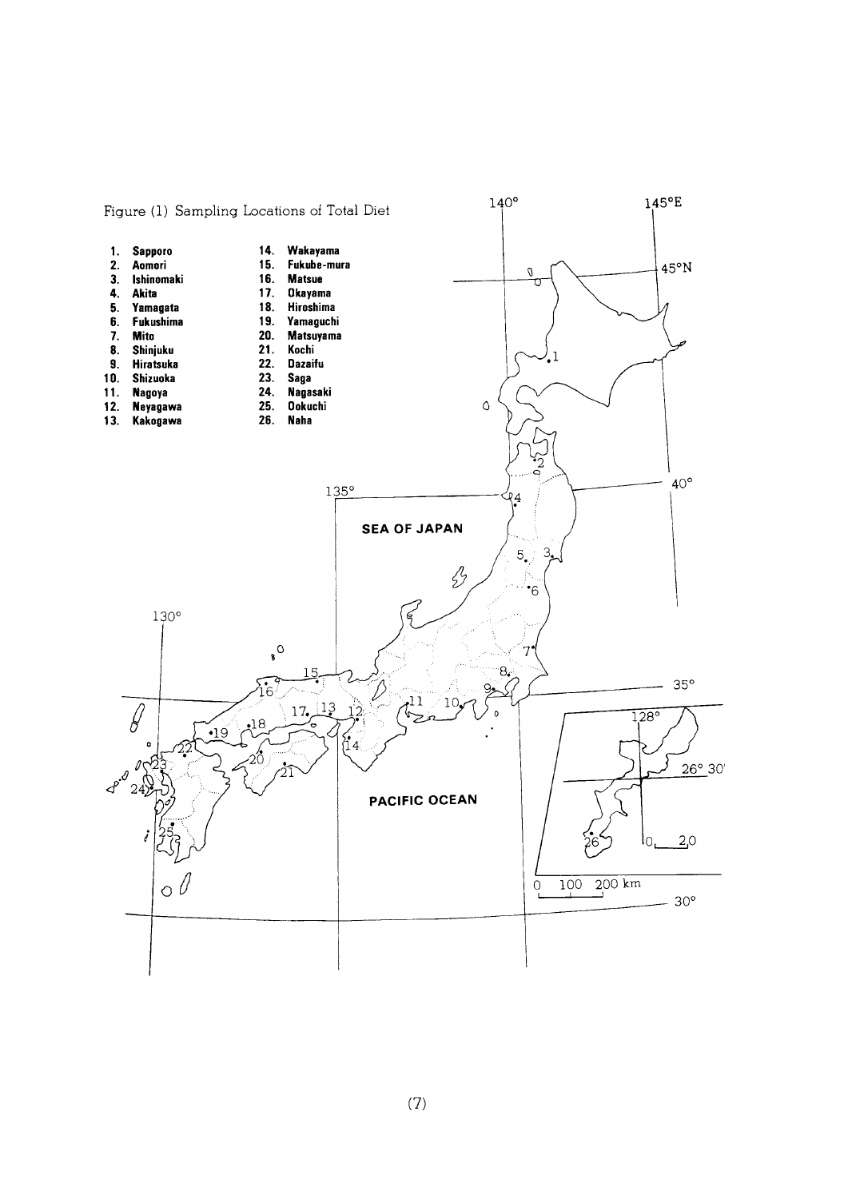Figure (1) Sampling Locations of Total Diet

1. Sapporo
2. Aomori
3. Ishinomaki
4. Akita
5. Yamagata
6. Fukushima
7. Mito
8. Shinjuku
9. Hiratsuka
10. Shizuoka
11. Nagoya
12. Neyagawa
13. Kakogawa
14. Wakayama
15. Fukube-mura
16. Matsue
17. Okayama
18. Hiroshima
19. Yamaguchi
20. Matsuyama
21. Kochi
22. Dazaifu
23. Saga
24. Nagasaki
25. Ookuchi
26. Naha

140° 145°E 45°N 40° 135° 35° 130° 30° 128° 26° 30'

SEA OF JAPAN

PACIFIC OCEAN

0 100 200 km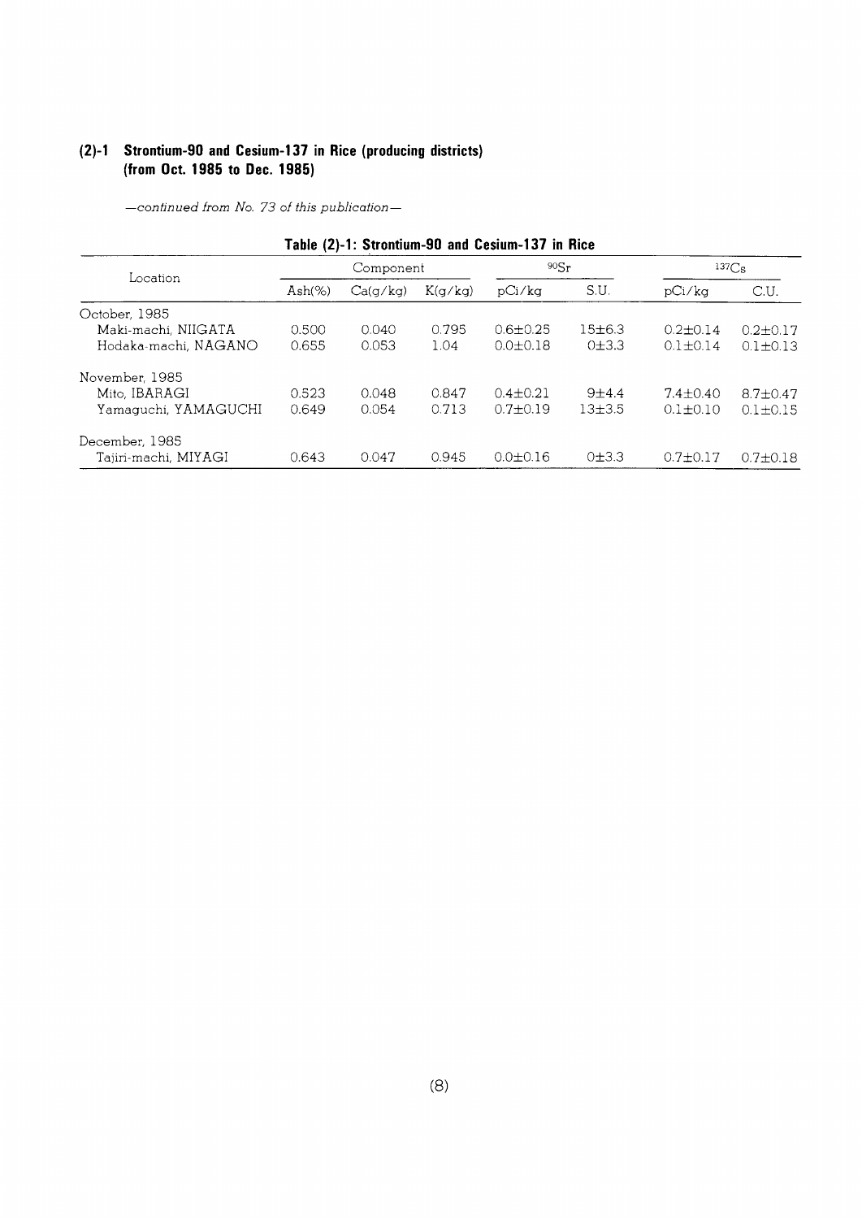## (2)-1 Strontium-90 and Cesium-137 in Rice (producing districts) (from Oct. 1985 to Dec. 1985)

*—continued from No. 73 of this publication—*

**Table (2)-1: Strontium-90 and Cesium-137 in Rice**

| Location | Component | | | $^{90}Sr$ | | $^{137}Cs$ | |
|---|---|---|---|---|---|---|---|
| | Ash(%) | Ca(g/kg) | K(g/kg) | pCi/kg | S.U. | pCi/kg | C.U. |
| October, 1985 | | | | | | | |
| Maki-machi, NIIGATA | 0.500 | 0.040 | 0.795 | 0.6±0.25 | 15±6.3 | 0.2±0.14 | 0.2±0.17 |
| Hodaka-machi, NAGANO | 0.655 | 0.053 | 1.04 | 0.0±0.18 | 0±3.3 | 0.1±0.14 | 0.1±0.13 |
| November, 1985 | | | | | | | |
| Mito, IBARAGI | 0.523 | 0.048 | 0.847 | 0.4±0.21 | 9±4.4 | 7.4±0.40 | 8.7±0.47 |
| Yamaguchi, YAMAGUCHI | 0.649 | 0.054 | 0.713 | 0.7±0.19 | 13±3.5 | 0.1±0.10 | 0.1±0.15 |
| December, 1985 | | | | | | | |
| Tajiri-machi, MIYAGI | 0.643 | 0.047 | 0.945 | 0.0±0.16 | 0±3.3 | 0.7±0.17 | 0.7±0.18 |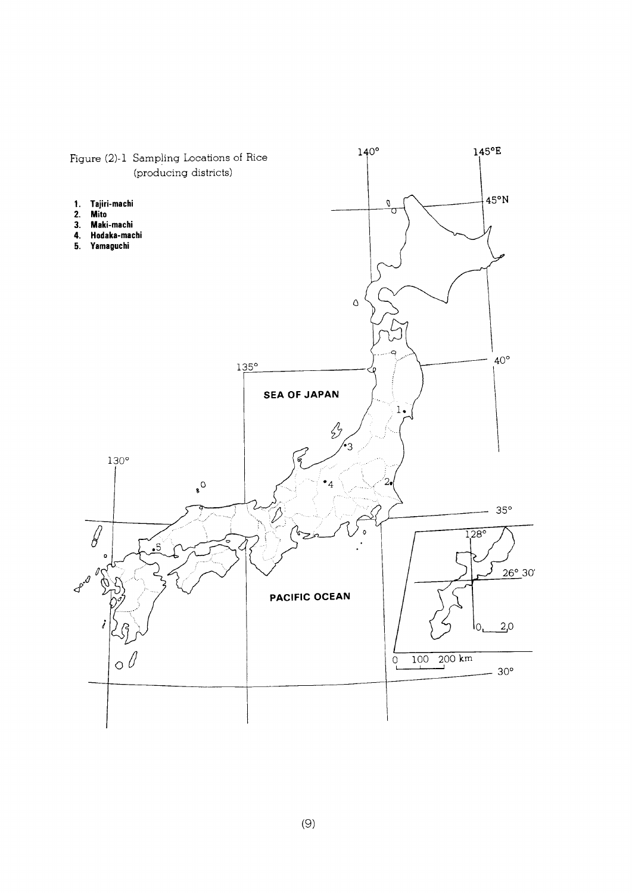Figure (2)-1 Sampling Locations of Rice (producing districts)

1. Tajiri-machi
2. Mito
3. Maki-machi
4. Hodaka-machi
5. Yamaguchi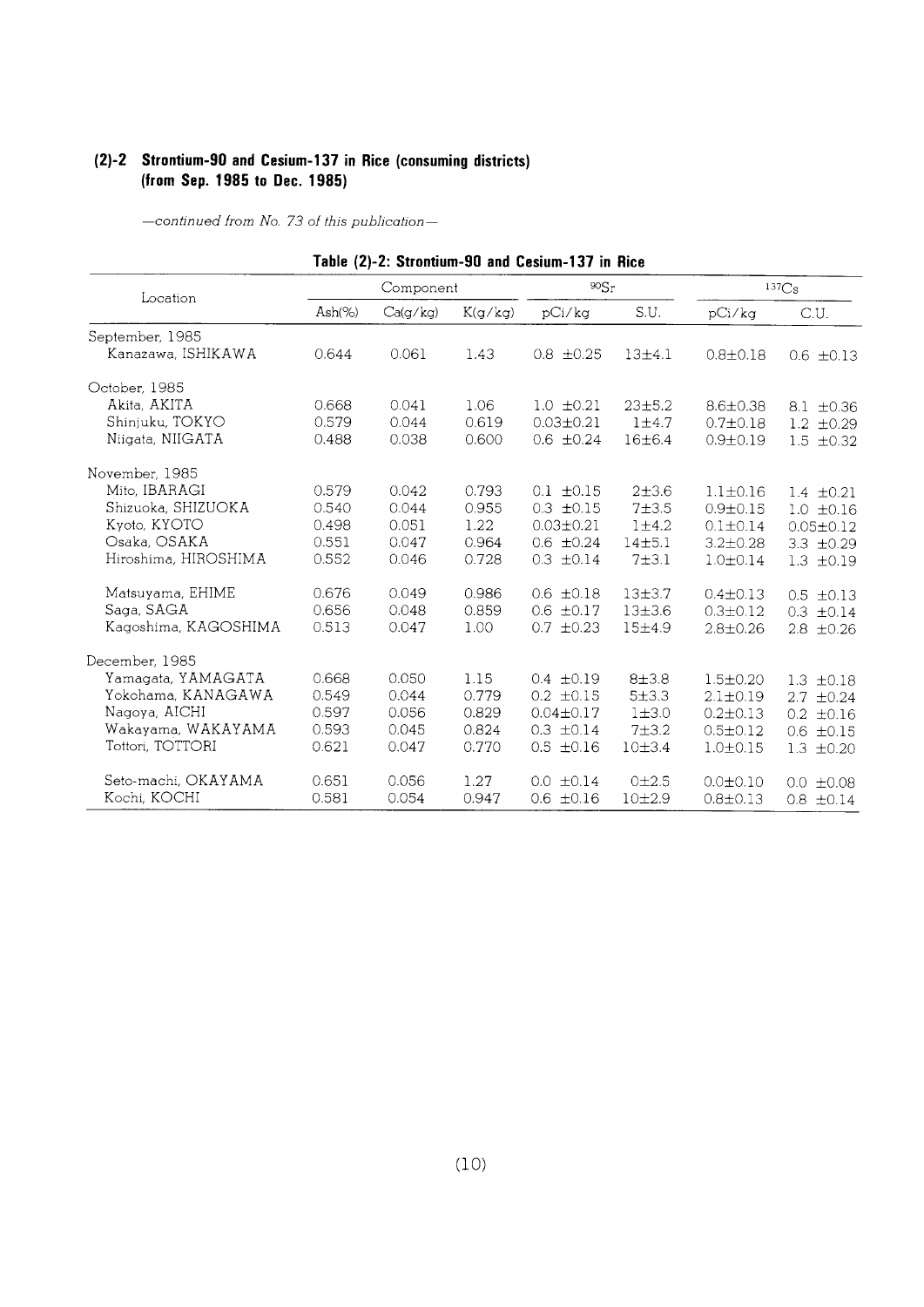### (2)-2 Strontium-90 and Cesium-137 in Rice (consuming districts) (from Sep. 1985 to Dec. 1985)

*—continued from No. 73 of this publication—*

**Table (2)-2: Strontium-90 and Cesium-137 in Rice**

| Location | Component | | | $^{90}Sr$ | | $^{137}Cs$ | |
|---|---|---|---|---|---|---|---|
| | Ash(%) | Ca(g/kg) | K(g/kg) | pCi/kg | S.U. | pCi/kg | C.U. |
| September, 1985 | | | | | | | |
| Kanazawa, ISHIKAWA | 0.644 | 0.061 | 1.43 | 0.8 ±0.25 | 13±4.1 | 0.8±0.18 | 0.6 ±0.13 |
| October, 1985 | | | | | | | |
| Akita, AKITA | 0.668 | 0.041 | 1.06 | 1.0 ±0.21 | 23±5.2 | 8.6±0.38 | 8.1 ±0.36 |
| Shinjuku, TOKYO | 0.579 | 0.044 | 0.619 | 0.03±0.21 | 1±4.7 | 0.7±0.18 | 1.2 ±0.29 |
| Niigata, NIIGATA | 0.488 | 0.038 | 0.600 | 0.6 ±0.24 | 16±6.4 | 0.9±0.19 | 1.5 ±0.32 |
| November, 1985 | | | | | | | |
| Mito, IBARAGI | 0.579 | 0.042 | 0.793 | 0.1 ±0.15 | 2±3.6 | 1.1±0.16 | 1.4 ±0.21 |
| Shizuoka, SHIZUOKA | 0.540 | 0.044 | 0.955 | 0.3 ±0.15 | 7±3.5 | 0.9±0.15 | 1.0 ±0.16 |
| Kyoto, KYOTO | 0.498 | 0.051 | 1.22 | 0.03±0.21 | 1±4.2 | 0.1±0.14 | 0.05±0.12 |
| Osaka, OSAKA | 0.551 | 0.047 | 0.964 | 0.6 ±0.24 | 14±5.1 | 3.2±0.28 | 3.3 ±0.29 |
| Hiroshima, HIROSHIMA | 0.552 | 0.046 | 0.728 | 0.3 ±0.14 | 7±3.1 | 1.0±0.14 | 1.3 ±0.19 |
| Matsuyama, EHIME | 0.676 | 0.049 | 0.986 | 0.6 ±0.18 | 13±3.7 | 0.4±0.13 | 0.5 ±0.13 |
| Saga, SAGA | 0.656 | 0.048 | 0.859 | 0.6 ±0.17 | 13±3.6 | 0.3±0.12 | 0.3 ±0.14 |
| Kagoshima, KAGOSHIMA | 0.513 | 0.047 | 1.00 | 0.7 ±0.23 | 15±4.9 | 2.8±0.26 | 2.8 ±0.26 |
| December, 1985 | | | | | | | |
| Yamagata, YAMAGATA | 0.668 | 0.050 | 1.15 | 0.4 ±0.19 | 8±3.8 | 1.5±0.20 | 1.3 ±0.18 |
| Yokohama, KANAGAWA | 0.549 | 0.044 | 0.779 | 0.2 ±0.15 | 5±3.3 | 2.1±0.19 | 2.7 ±0.24 |
| Nagoya, AICHI | 0.597 | 0.056 | 0.829 | 0.04±0.17 | 1±3.0 | 0.2±0.13 | 0.2 ±0.16 |
| Wakayama, WAKAYAMA | 0.593 | 0.045 | 0.824 | 0.3 ±0.14 | 7±3.2 | 0.5±0.12 | 0.6 ±0.15 |
| Tottori, TOTTORI | 0.621 | 0.047 | 0.770 | 0.5 ±0.16 | 10±3.4 | 1.0±0.15 | 1.3 ±0.20 |
| Seto-machi, OKAYAMA | 0.651 | 0.056 | 1.27 | 0.0 ±0.14 | 0±2.5 | 0.0±0.10 | 0.0 ±0.08 |
| Kochi, KOCHI | 0.581 | 0.054 | 0.947 | 0.6 ±0.16 | 10±2.9 | 0.8±0.13 | 0.8 ±0.14 |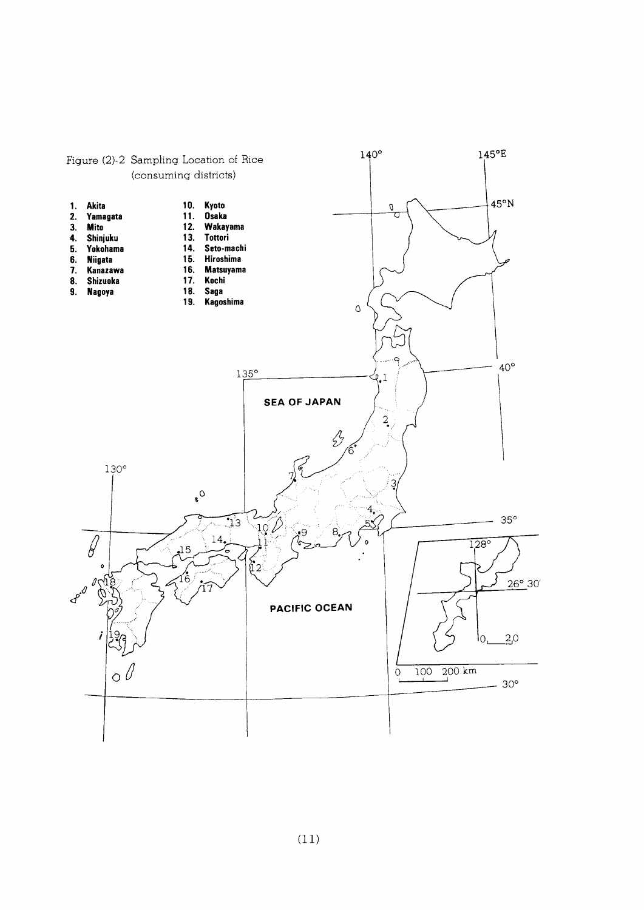Figure (2)-2 Sampling Location of Rice (consuming districts)

1. Akita
2. Yamagata
3. Mito
4. Shinjuku
5. Yokohama
6. Niigata
7. Kanazawa
8. Shizuoka
9. Nagoya
10. Kyoto
11. Osaka
12. Wakayama
13. Tottori
14. Seto-machi
15. Hiroshima
16. Matsuyama
17. Kochi
18. Saga
19. Kagoshima

SEA OF JAPAN

PACIFIC OCEAN

140° 145°E 45°N 40° 135° 130° 35° 30° 128° 26° 30'

0 100 200 km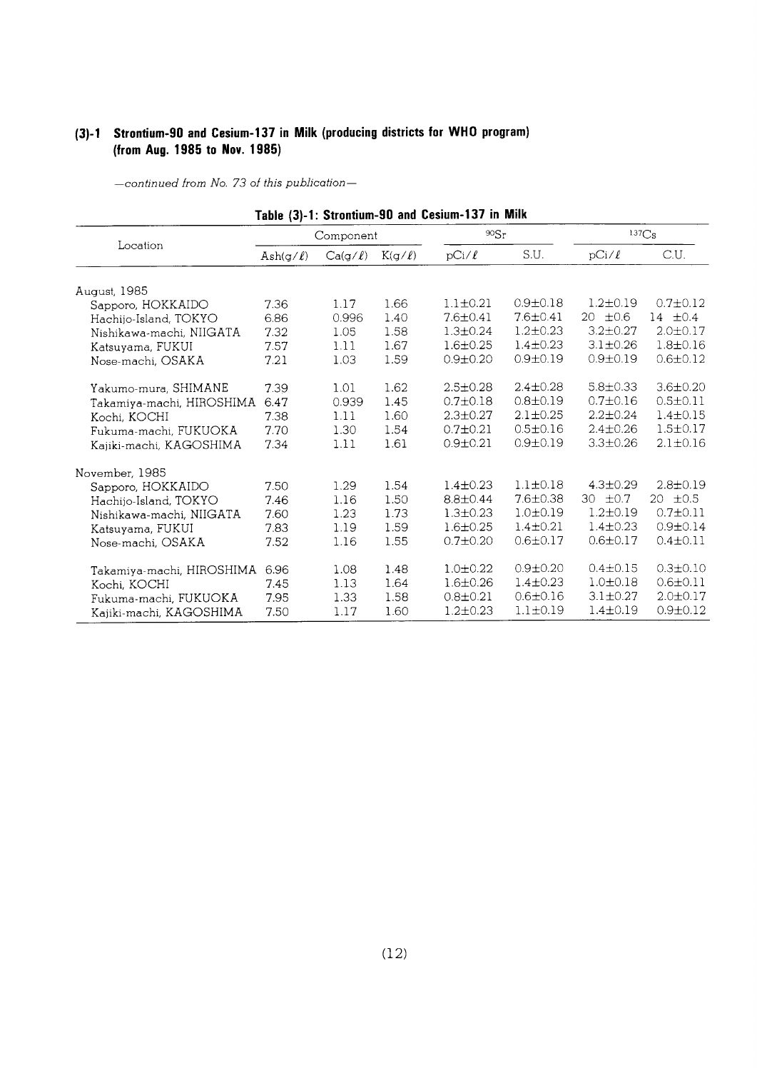## (3)-1 Strontium-90 and Cesium-137 in Milk (producing districts for WHO program) (from Aug. 1985 to Nov. 1985)

*—continued from No. 73 of this publication—*

**Table (3)-1: Strontium-90 and Cesium-137 in Milk**

| Location | Component | | | $^{90}Sr$ | | $^{137}Cs$ | |
|---|---|---|---|---|---|---|---|
| | Ash(g/ℓ) | Ca(g/ℓ) | K(g/ℓ) | pCi/ℓ | S.U. | pCi/ℓ | C.U. |
| August, 1985 | | | | | | | |
| Sapporo, HOKKAIDO | 7.36 | 1.17 | 1.66 | 1.1±0.21 | 0.9±0.18 | 1.2±0.19 | 0.7±0.12 |
| Hachijo-Island, TOKYO | 6.86 | 0.996 | 1.40 | 7.6±0.41 | 7.6±0.41 | 20 ±0.6 | 14 ±0.4 |
| Nishikawa-machi, NIIGATA | 7.32 | 1.05 | 1.58 | 1.3±0.24 | 1.2±0.23 | 3.2±0.27 | 2.0±0.17 |
| Katsuyama, FUKUI | 7.57 | 1.11 | 1.67 | 1.6±0.25 | 1.4±0.23 | 3.1±0.26 | 1.8±0.16 |
| Nose-machi, OSAKA | 7.21 | 1.03 | 1.59 | 0.9±0.20 | 0.9±0.19 | 0.9±0.19 | 0.6±0.12 |
| Yakumo-mura, SHIMANE | 7.39 | 1.01 | 1.62 | 2.5±0.28 | 2.4±0.28 | 5.8±0.33 | 3.6±0.20 |
| Takamiya-machi, HIROSHIMA | 6.47 | 0.939 | 1.45 | 0.7±0.18 | 0.8±0.19 | 0.7±0.16 | 0.5±0.11 |
| Kochi, KOCHI | 7.38 | 1.11 | 1.60 | 2.3±0.27 | 2.1±0.25 | 2.2±0.24 | 1.4±0.15 |
| Fukuma-machi, FUKUOKA | 7.70 | 1.30 | 1.54 | 0.7±0.21 | 0.5±0.16 | 2.4±0.26 | 1.5±0.17 |
| Kajiki-machi, KAGOSHIMA | 7.34 | 1.11 | 1.61 | 0.9±0.21 | 0.9±0.19 | 3.3±0.26 | 2.1±0.16 |
| November, 1985 | | | | | | | |
| Sapporo, HOKKAIDO | 7.50 | 1.29 | 1.54 | 1.4±0.23 | 1.1±0.18 | 4.3±0.29 | 2.8±0.19 |
| Hachijo-Island, TOKYO | 7.46 | 1.16 | 1.50 | 8.8±0.44 | 7.6±0.38 | 30 ±0.7 | 20 ±0.5 |
| Nishikawa-machi, NIIGATA | 7.60 | 1.23 | 1.73 | 1.3±0.23 | 1.0±0.19 | 1.2±0.19 | 0.7±0.11 |
| Katsuyama, FUKUI | 7.83 | 1.19 | 1.59 | 1.6±0.25 | 1.4±0.21 | 1.4±0.23 | 0.9±0.14 |
| Nose-machi, OSAKA | 7.52 | 1.16 | 1.55 | 0.7±0.20 | 0.6±0.17 | 0.6±0.17 | 0.4±0.11 |
| Takamiya-machi, HIROSHIMA | 6.96 | 1.08 | 1.48 | 1.0±0.22 | 0.9±0.20 | 0.4±0.15 | 0.3±0.10 |
| Kochi, KOCHI | 7.45 | 1.13 | 1.64 | 1.6±0.26 | 1.4±0.23 | 1.0±0.18 | 0.6±0.11 |
| Fukuma-machi, FUKUOKA | 7.95 | 1.33 | 1.58 | 0.8±0.21 | 0.6±0.16 | 3.1±0.27 | 2.0±0.17 |
| Kajiki-machi, KAGOSHIMA | 7.50 | 1.17 | 1.60 | 1.2±0.23 | 1.1±0.19 | 1.4±0.19 | 0.9±0.12 |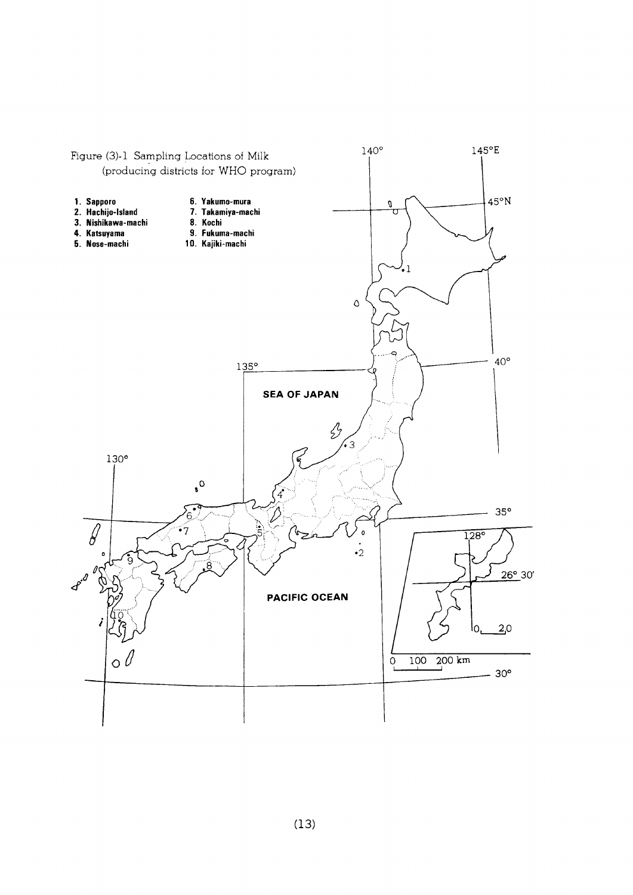Figure (3)-1 Sampling Locations of Milk (producing districts for WHO program)

1. Sapporo
2. Hachijo-Island
3. Nishikawa-machi
4. Katsuyama
5. Nose-machi
6. Yakumo-mura
7. Takamiya-machi
8. Kochi
9. Fukuma-machi
10. Kajiki-machi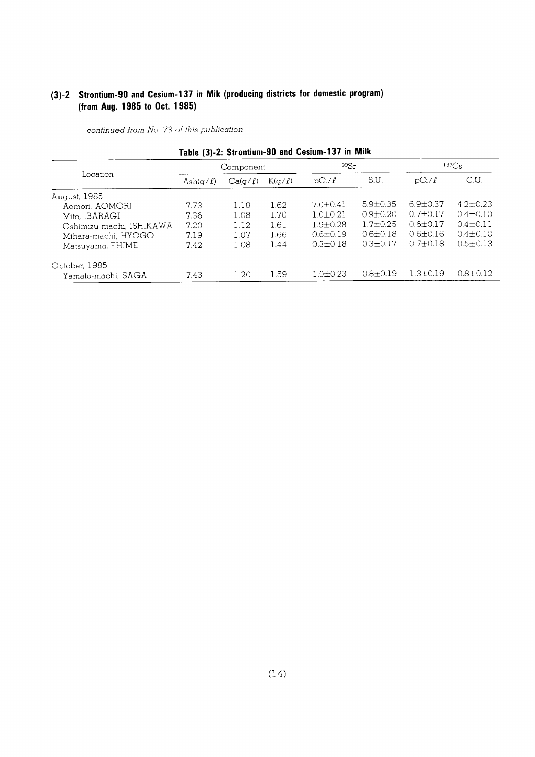## (3)-2 Strontium-90 and Cesium-137 in Mik (producing districts for domestic program) (from Aug. 1985 to Oct. 1985)

*—continued from No. 73 of this publication—*

**Table (3)-2: Strontium-90 and Cesium-137 in Milk**

| Location | Component | | | $^{90}Sr$ | | $^{137}Cs$ | |
|---|---|---|---|---|---|---|---|
| | Ash(g/ℓ) | Ca(g/ℓ) | K(g/ℓ) | pCi/ℓ | S.U. | pCi/ℓ | C.U. |
| August, 1985 | | | | | | | |
| Aomori, AOMORI | 7.73 | 1.18 | 1.62 | 7.0±0.41 | 5.9±0.35 | 6.9±0.37 | 4.2±0.23 |
| Mito, IBARAGI | 7.36 | 1.08 | 1.70 | 1.0±0.21 | 0.9±0.20 | 0.7±0.17 | 0.4±0.10 |
| Oshimizu-machi, ISHIKAWA | 7.20 | 1.12 | 1.61 | 1.9±0.28 | 1.7±0.25 | 0.6±0.17 | 0.4±0.11 |
| Mihara-machi, HYOGO | 7.19 | 1.07 | 1.66 | 0.6±0.19 | 0.6±0.18 | 0.6±0.16 | 0.4±0.10 |
| Matsuyama, EHIME | 7.42 | 1.08 | 1.44 | 0.3±0.18 | 0.3±0.17 | 0.7±0.18 | 0.5±0.13 |
| October, 1985 | | | | | | | |
| Yamato-machi, SAGA | 7.43 | 1.20 | 1.59 | 1.0±0.23 | 0.8±0.19 | 1.3±0.19 | 0.8±0.12 |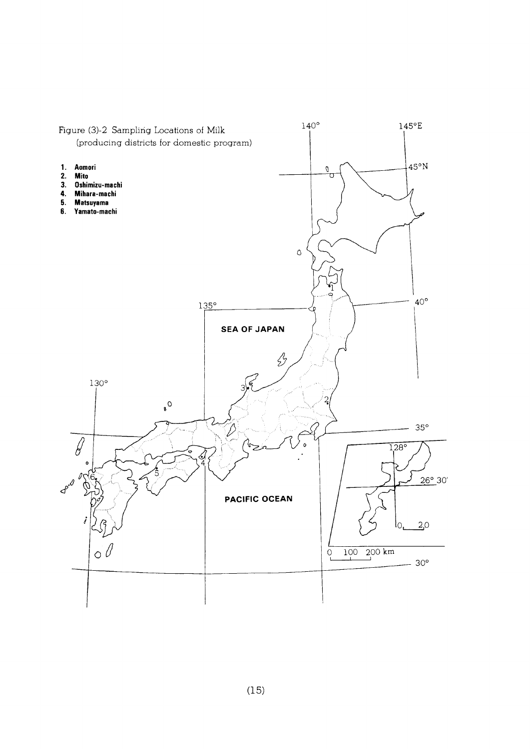Figure (3)-2 Sampling Locations of Milk
(producing districts for domestic program)

1. **Aomori**
2. **Mito**
3. **Oshimizu-machi**
4. **Mihara-machi**
5. **Matsuyama**
6. **Yamato-machi**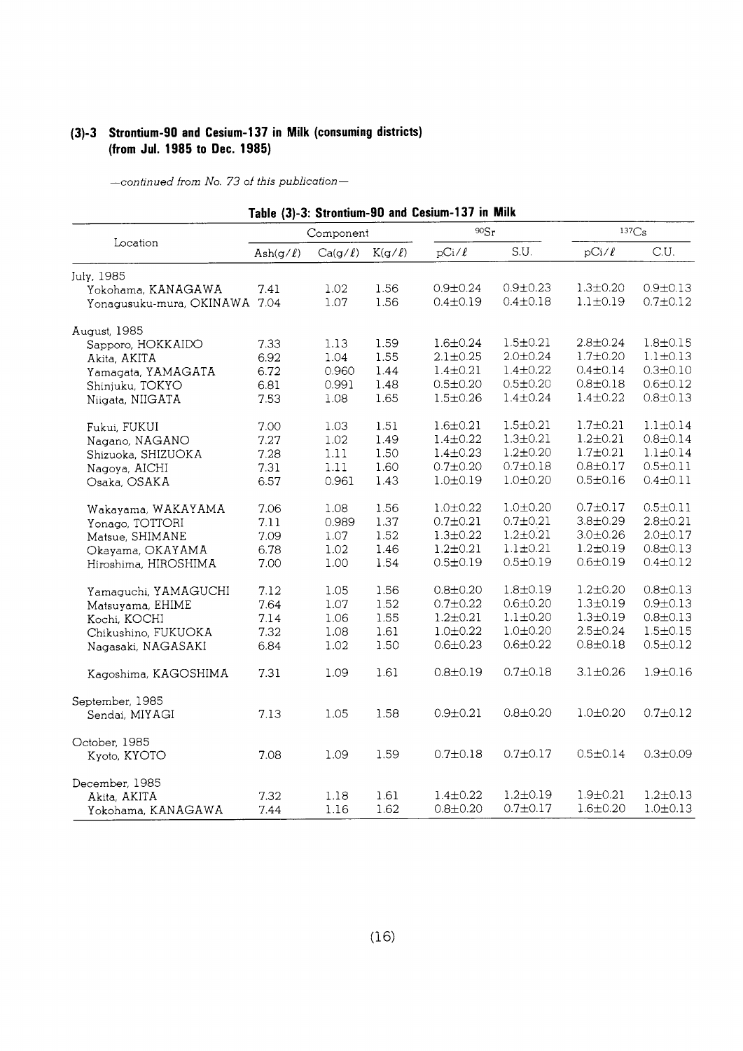### (3)-3 Strontium-90 and Cesium-137 in Milk (consuming districts) (from Jul. 1985 to Dec. 1985)

*—continued from No. 73 of this publication—*

**Table (3)-3: Strontium-90 and Cesium-137 in Milk**

| Location | Component | | | $^{90}Sr$ | | $^{137}Cs$ | |
|---|---|---|---|---|---|---|---|
| | Ash(g/ℓ) | Ca(g/ℓ) | K(g/ℓ) | pCi/ℓ | S.U. | pCi/ℓ | C.U. |
| July, 1985 | | | | | | | |
| Yokohama, KANAGAWA | 7.41 | 1.02 | 1.56 | 0.9±0.24 | 0.9±0.23 | 1.3±0.20 | 0.9±0.13 |
| Yonagusuku-mura, OKINAWA | 7.04 | 1.07 | 1.56 | 0.4±0.19 | 0.4±0.18 | 1.1±0.19 | 0.7±0.12 |
| August, 1985 | | | | | | | |
| Sapporo, HOKKAIDO | 7.33 | 1.13 | 1.59 | 1.6±0.24 | 1.5±0.21 | 2.8±0.24 | 1.8±0.15 |
| Akita, AKITA | 6.92 | 1.04 | 1.55 | 2.1±0.25 | 2.0±0.24 | 1.7±0.20 | 1.1±0.13 |
| Yamagata, YAMAGATA | 6.72 | 0.960 | 1.44 | 1.4±0.21 | 1.4±0.22 | 0.4±0.14 | 0.3±0.10 |
| Shinjuku, TOKYO | 6.81 | 0.991 | 1.48 | 0.5±0.20 | 0.5±0.20 | 0.8±0.18 | 0.6±0.12 |
| Niigata, NIIGATA | 7.53 | 1.08 | 1.65 | 1.5±0.26 | 1.4±0.24 | 1.4±0.22 | 0.8±0.13 |
| Fukui, FUKUI | 7.00 | 1.03 | 1.51 | 1.6±0.21 | 1.5±0.21 | 1.7±0.21 | 1.1±0.14 |
| Nagano, NAGANO | 7.27 | 1.02 | 1.49 | 1.4±0.22 | 1.3±0.21 | 1.2±0.21 | 0.8±0.14 |
| Shizuoka, SHIZUOKA | 7.28 | 1.11 | 1.50 | 1.4±0.23 | 1.2±0.20 | 1.7±0.21 | 1.1±0.14 |
| Nagoya, AICHI | 7.31 | 1.11 | 1.60 | 0.7±0.20 | 0.7±0.18 | 0.8±0.17 | 0.5±0.11 |
| Osaka, OSAKA | 6.57 | 0.961 | 1.43 | 1.0±0.19 | 1.0±0.20 | 0.5±0.16 | 0.4±0.11 |
| Wakayama, WAKAYAMA | 7.06 | 1.08 | 1.56 | 1.0±0.22 | 1.0±0.20 | 0.7±0.17 | 0.5±0.11 |
| Yonago, TOTTORI | 7.11 | 0.989 | 1.37 | 0.7±0.21 | 0.7±0.21 | 3.8±0.29 | 2.8±0.21 |
| Matsue, SHIMANE | 7.09 | 1.07 | 1.52 | 1.3±0.22 | 1.2±0.21 | 3.0±0.26 | 2.0±0.17 |
| Okayama, OKAYAMA | 6.78 | 1.02 | 1.46 | 1.2±0.21 | 1.1±0.21 | 1.2±0.19 | 0.8±0.13 |
| Hiroshima, HIROSHIMA | 7.00 | 1.00 | 1.54 | 0.5±0.19 | 0.5±0.19 | 0.6±0.19 | 0.4±0.12 |
| Yamaguchi, YAMAGUCHI | 7.12 | 1.05 | 1.56 | 0.8±0.20 | 1.8±0.19 | 1.2±0.20 | 0.8±0.13 |
| Matsuyama, EHIME | 7.64 | 1.07 | 1.52 | 0.7±0.22 | 0.6±0.20 | 1.3±0.19 | 0.9±0.13 |
| Kochi, KOCHI | 7.14 | 1.06 | 1.55 | 1.2±0.21 | 1.1±0.20 | 1.3±0.19 | 0.8±0.13 |
| Chikushino, FUKUOKA | 7.32 | 1.08 | 1.61 | 1.0±0.22 | 1.0±0.20 | 2.5±0.24 | 1.5±0.15 |
| Nagasaki, NAGASAKI | 6.84 | 1.02 | 1.50 | 0.6±0.23 | 0.6±0.22 | 0.8±0.18 | 0.5±0.12 |
| Kagoshima, KAGOSHIMA | 7.31 | 1.09 | 1.61 | 0.8±0.19 | 0.7±0.18 | 3.1±0.26 | 1.9±0.16 |
| September, 1985 | | | | | | | |
| Sendai, MIYAGI | 7.13 | 1.05 | 1.58 | 0.9±0.21 | 0.8±0.20 | 1.0±0.20 | 0.7±0.12 |
| October, 1985 | | | | | | | |
| Kyoto, KYOTO | 7.08 | 1.09 | 1.59 | 0.7±0.18 | 0.7±0.17 | 0.5±0.14 | 0.3±0.09 |
| December, 1985 | | | | | | | |
| Akita, AKITA | 7.32 | 1.18 | 1.61 | 1.4±0.22 | 1.2±0.19 | 1.9±0.21 | 1.2±0.13 |
| Yokohama, KANAGAWA | 7.44 | 1.16 | 1.62 | 0.8±0.20 | 0.7±0.17 | 1.6±0.20 | 1.0±0.13 |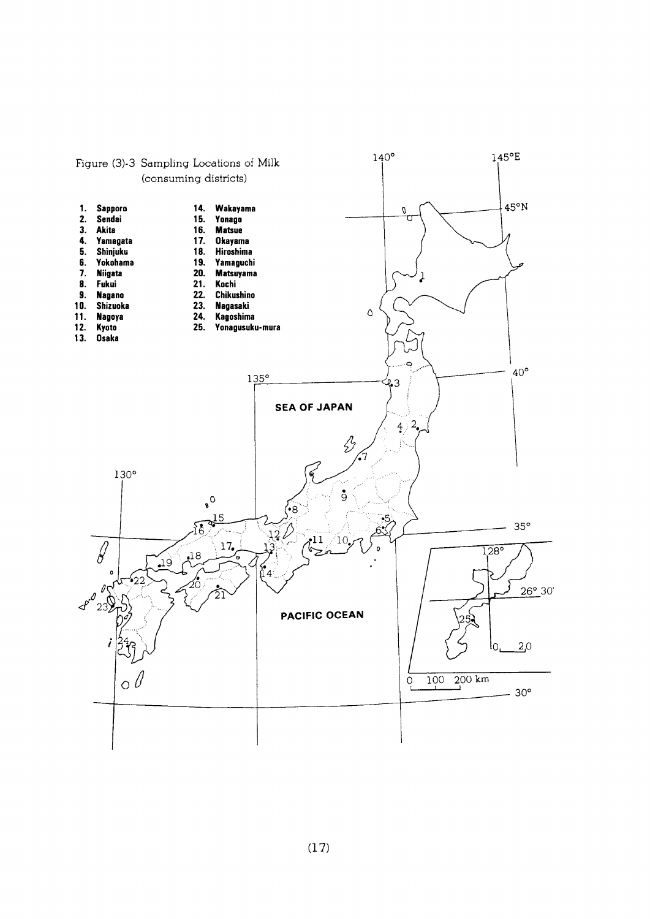Figure (3)-3 Sampling Locations of Milk (consuming districts)

1. Sapporo
2. Sendai
3. Akita
4. Yamagata
5. Shinjuku
6. Yokohama
7. Niigata
8. Fukui
9. Nagano
10. Shizuoka
11. Nagoya
12. Kyoto
13. Osaka
14. Wakayama
15. Yonago
16. Matsue
17. Okayama
18. Hiroshima
19. Yamaguchi
20. Matsuyama
21. Kochi
22. Chikushino
23. Nagasaki
24. Kagoshima
25. Yonagusuku-mura

SEA OF JAPAN

PACIFIC OCEAN

140°　145°E　45°N　40°　135°　130°　35°　128°　26° 30'　30°

0　100　200 km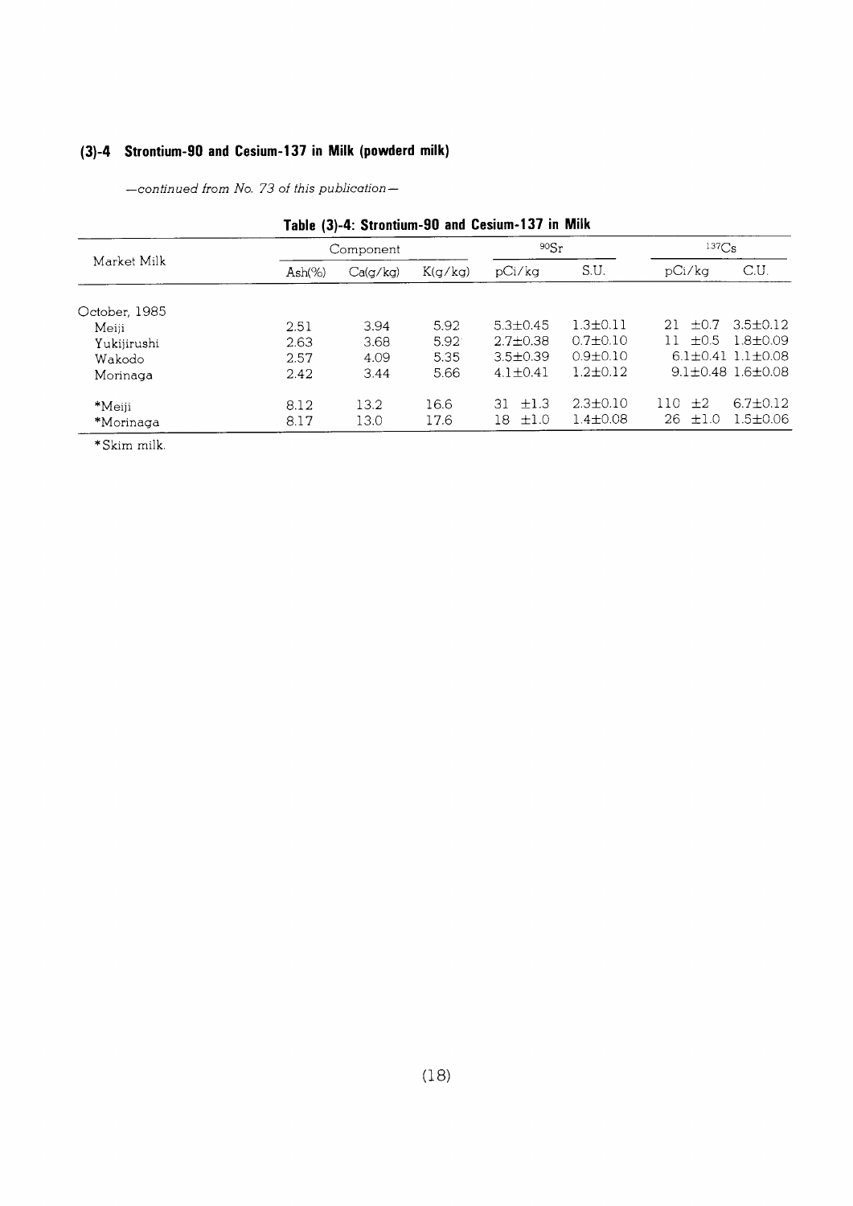### (3)-4 Strontium-90 and Cesium-137 in Milk (powderd milk)

*—continued from No. 73 of this publication—*

**Table (3)-4: Strontium-90 and Cesium-137 in Milk**

| Market Milk | Component | | | $^{90}Sr$ | | $^{137}Cs$ | |
|---|---|---|---|---|---|---|---|
| | Ash(%) | Ca(g/kg) | K(g/kg) | pCi/kg | S.U. | pCi/kg | C.U. |
| October, 1985 | | | | | | | |
| Meiji | 2.51 | 3.94 | 5.92 | 5.3±0.45 | 1.3±0.11 | 21 ±0.7 | 3.5±0.12 |
| Yukijirushi | 2.63 | 3.68 | 5.92 | 2.7±0.38 | 0.7±0.10 | 11 ±0.5 | 1.8±0.09 |
| Wakodo | 2.57 | 4.09 | 5.35 | 3.5±0.39 | 0.9±0.10 | 6.1±0.41 | 1.1±0.08 |
| Morinaga | 2.42 | 3.44 | 5.66 | 4.1±0.41 | 1.2±0.12 | 9.1±0.48 | 1.6±0.08 |
| *Meiji | 8.12 | 13.2 | 16.6 | 31 ±1.3 | 2.3±0.10 | 110 ±2 | 6.7±0.12 |
| *Morinaga | 8.17 | 13.0 | 17.6 | 18 ±1.0 | 1.4±0.08 | 26 ±1.0 | 1.5±0.06 |

*Skim milk.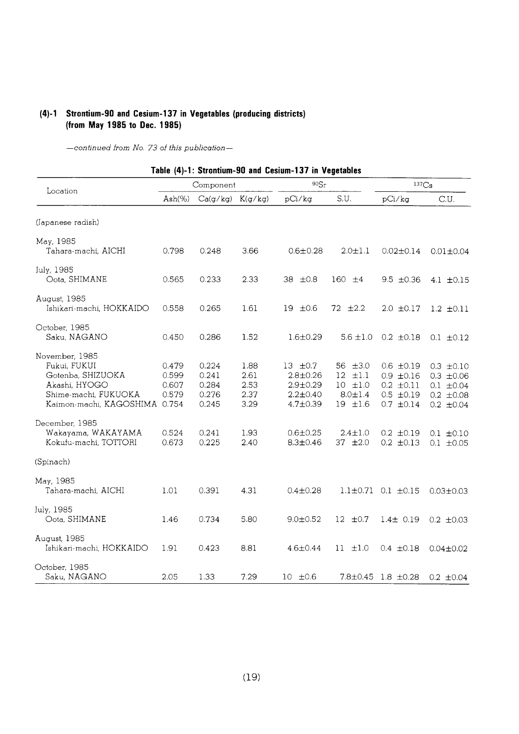### (4)-1 Strontium-90 and Cesium-137 in Vegetables (producing districts) (from May 1985 to Dec. 1985)

*—continued from No. 73 of this publication—*

**Table (4)-1: Strontium-90 and Cesium-137 in Vegetables**

| Location | Component | | | $^{90}Sr$ | | $^{137}Cs$ | |
|---|---|---|---|---|---|---|---|
| | Ash(%) | Ca(g/kg) | K(g/kg) | pCi/kg | S.U. | pCi/kg | C.U. |
| (Japanese radish) | | | | | | | |
| May, 1985 | | | | | | | |
| Tahara-machi, AICHI | 0.798 | 0.248 | 3.66 | 0.6±0.28 | 2.0±1.1 | 0.02±0.14 | 0.01±0.04 |
| July, 1985 | | | | | | | |
| Oota, SHIMANE | 0.565 | 0.233 | 2.33 | 38 ±0.8 | 160 ±4 | 9.5 ±0.36 | 4.1 ±0.15 |
| August, 1985 | | | | | | | |
| Ishikari-machi, HOKKAIDO | 0.558 | 0.265 | 1.61 | 19 ±0.6 | 72 ±2.2 | 2.0 ±0.17 | 1.2 ±0.11 |
| October, 1985 | | | | | | | |
| Saku, NAGANO | 0.450 | 0.286 | 1.52 | 1.6±0.29 | 5.6 ±1.0 | 0.2 ±0.18 | 0.1 ±0.12 |
| November, 1985 | | | | | | | |
| Fukui, FUKUI | 0.479 | 0.224 | 1.88 | 13 ±0.7 | 56 ±3.0 | 0.6 ±0.19 | 0.3 ±0.10 |
| Gotenba, SHIZUOKA | 0.599 | 0.241 | 2.61 | 2.8±0.26 | 12 ±1.1 | 0.9 ±0.16 | 0.3 ±0.06 |
| Akashi, HYOGO | 0.607 | 0.284 | 2.53 | 2.9±0.29 | 10 ±1.0 | 0.2 ±0.11 | 0.1 ±0.04 |
| Shime-machi, FUKUOKA | 0.579 | 0.276 | 2.37 | 2.2±0.40 | 8.0±1.4 | 0.5 ±0.19 | 0.2 ±0.08 |
| Kaimon-machi, KAGOSHIMA | 0.754 | 0.245 | 3.29 | 4.7±0.39 | 19 ±1.6 | 0.7 ±0.14 | 0.2 ±0.04 |
| December, 1985 | | | | | | | |
| Wakayama, WAKAYAMA | 0.524 | 0.241 | 1.93 | 0.6±0.25 | 2.4±1.0 | 0.2 ±0.19 | 0.1 ±0.10 |
| Kokufu-machi, TOTTORI | 0.673 | 0.225 | 2.40 | 8.3±0.46 | 37 ±2.0 | 0.2 ±0.13 | 0.1 ±0.05 |
| (Spinach) | | | | | | | |
| May, 1985 | | | | | | | |
| Tahara-machi, AICHI | 1.01 | 0.391 | 4.31 | 0.4±0.28 | 1.1±0.71 | 0.1 ±0.15 | 0.03±0.03 |
| July, 1985 | | | | | | | |
| Oota, SHIMANE | 1.46 | 0.734 | 5.80 | 9.0±0.52 | 12 ±0.7 | 1.4± 0.19 | 0.2 ±0.03 |
| August, 1985 | | | | | | | |
| Ishikari-machi, HOKKAIDO | 1.91 | 0.423 | 8.81 | 4.6±0.44 | 11 ±1.0 | 0.4 ±0.18 | 0.04±0.02 |
| October, 1985 | | | | | | | |
| Saku, NAGANO | 2.05 | 1.33 | 7.29 | 10 ±0.6 | 7.8±0.45 | 1.8 ±0.28 | 0.2 ±0.04 |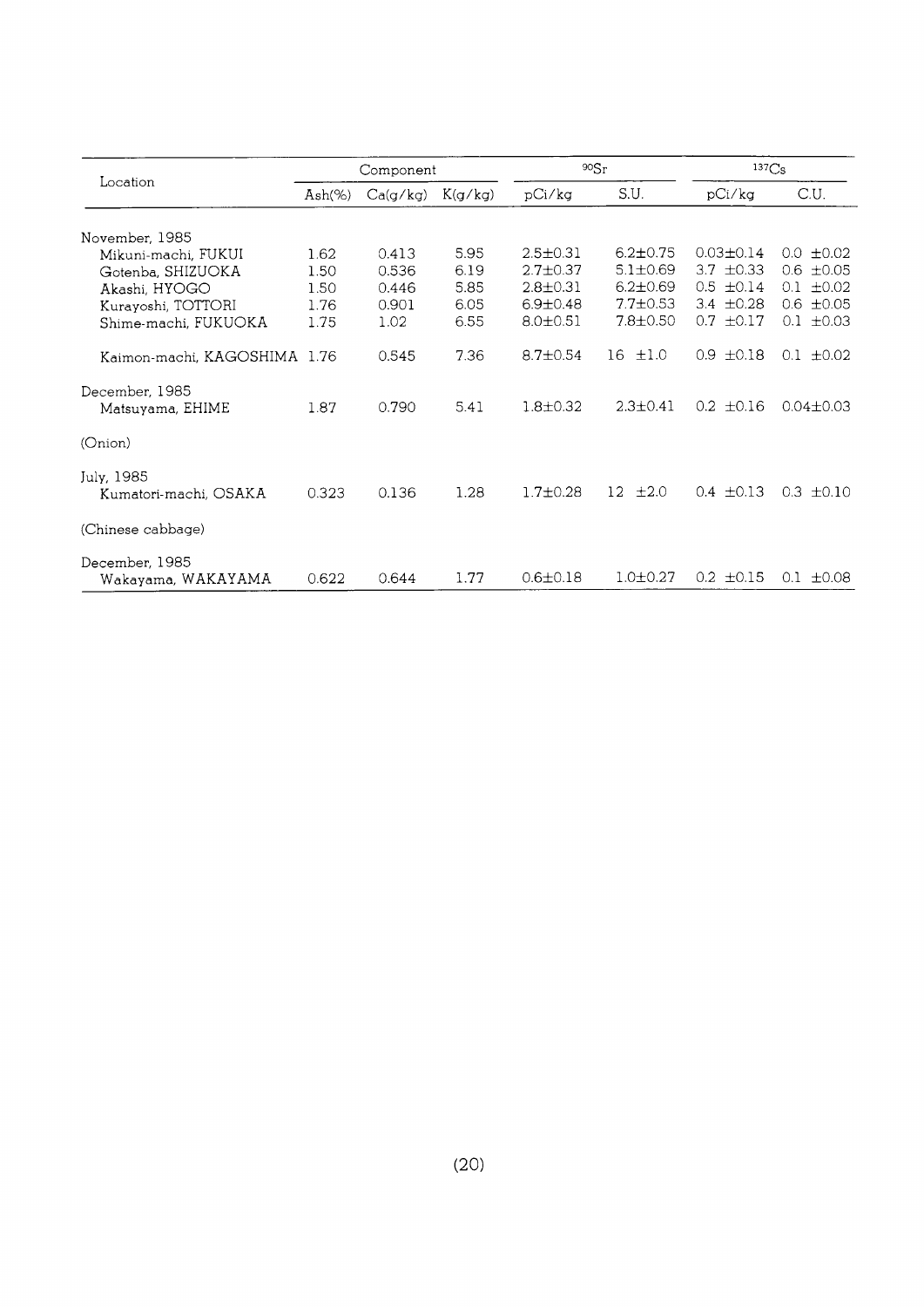| Location | Component | | | $^{90}Sr$ | | $^{137}Cs$ | |
|---|---|---|---|---|---|---|---|
| | Ash(%) | Ca(g/kg) | K(g/kg) | pCi/kg | S.U. | pCi/kg | C.U. |
| November, 1985 | | | | | | | |
| Mikuni-machi, FUKUI | 1.62 | 0.413 | 5.95 | 2.5±0.31 | 6.2±0.75 | 0.03±0.14 | 0.0 ±0.02 |
| Gotenba, SHIZUOKA | 1.50 | 0.536 | 6.19 | 2.7±0.37 | 5.1±0.69 | 3.7 ±0.33 | 0.6 ±0.05 |
| Akashi, HYOGO | 1.50 | 0.446 | 5.85 | 2.8±0.31 | 6.2±0.69 | 0.5 ±0.14 | 0.1 ±0.02 |
| Kurayoshi, TOTTORI | 1.76 | 0.901 | 6.05 | 6.9±0.48 | 7.7±0.53 | 3.4 ±0.28 | 0.6 ±0.05 |
| Shime-machi, FUKUOKA | 1.75 | 1.02 | 6.55 | 8.0±0.51 | 7.8±0.50 | 0.7 ±0.17 | 0.1 ±0.03 |
| Kaimon-machi, KAGOSHIMA | 1.76 | 0.545 | 7.36 | 8.7±0.54 | 16 ±1.0 | 0.9 ±0.18 | 0.1 ±0.02 |
| December, 1985 | | | | | | | |
| Matsuyama, EHIME | 1.87 | 0.790 | 5.41 | 1.8±0.32 | 2.3±0.41 | 0.2 ±0.16 | 0.04±0.03 |
| (Onion) | | | | | | | |
| July, 1985 | | | | | | | |
| Kumatori-machi, OSAKA | 0.323 | 0.136 | 1.28 | 1.7±0.28 | 12 ±2.0 | 0.4 ±0.13 | 0.3 ±0.10 |
| (Chinese cabbage) | | | | | | | |
| December, 1985 | | | | | | | |
| Wakayama, WAKAYAMA | 0.622 | 0.644 | 1.77 | 0.6±0.18 | 1.0±0.27 | 0.2 ±0.15 | 0.1 ±0.08 |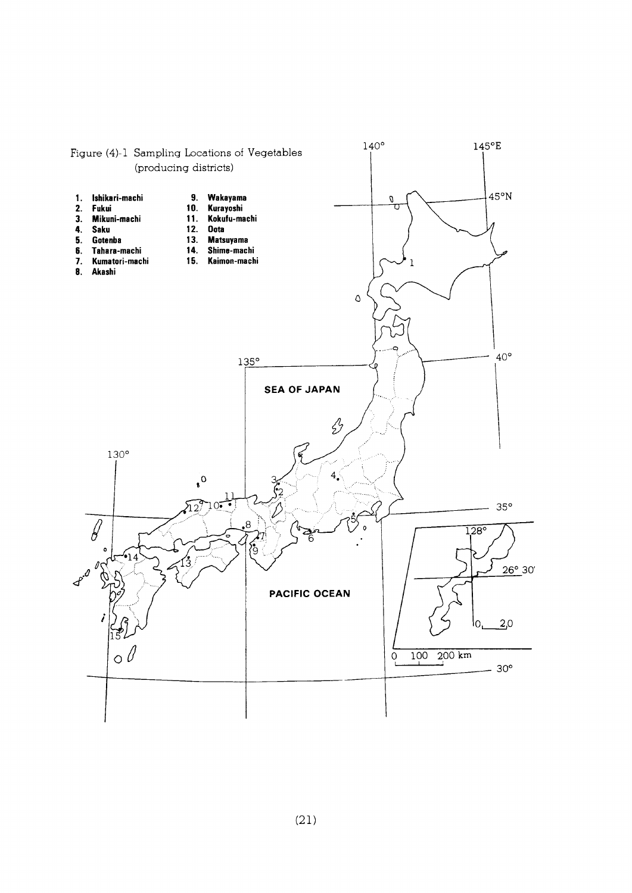Figure (4)-1 Sampling Locations of Vegetables (producing districts)

1. Ishikari-machi
2. Fukui
3. Mikuni-machi
4. Saku
5. Gotenba
6. Tahara-machi
7. Kumatori-machi
8. Akashi
9. Wakayama
10. Kurayoshi
11. Kokufu-machi
12. Oota
13. Matsuyama
14. Shime-machi
15. Kaimon-machi

SEA OF JAPAN

PACIFIC OCEAN

140° 145°E 45°N 40° 135° 130° 35° 30° 128° 26° 30′

0 100 200 km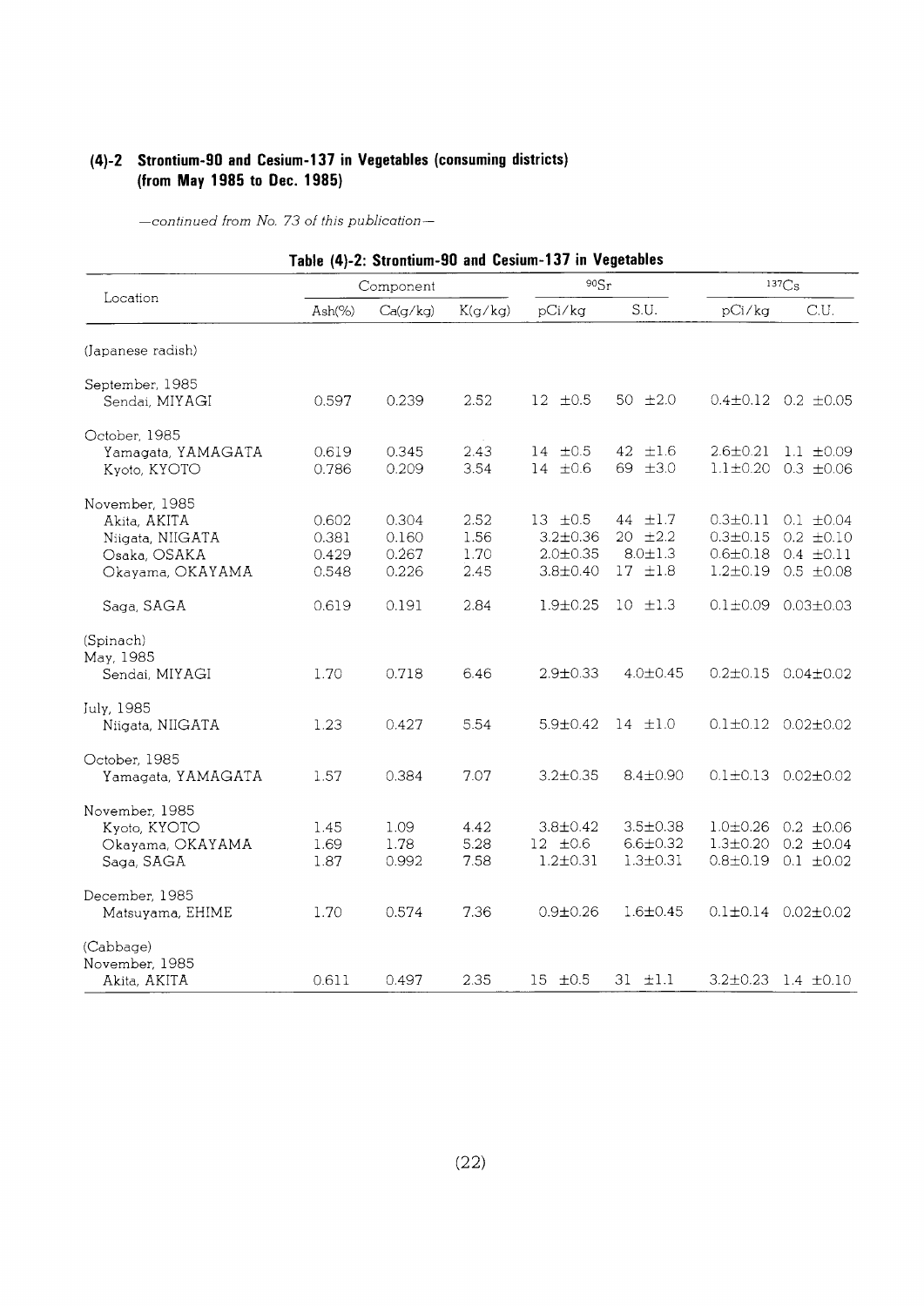## (4)-2 Strontium-90 and Cesium-137 in Vegetables (consuming districts) (from May 1985 to Dec. 1985)

*—continued from No. 73 of this publication—*

**Table (4)-2: Strontium-90 and Cesium-137 in Vegetables**

| Location | Component | | | $^{90}Sr$ | | $^{137}Cs$ | |
|---|---|---|---|---|---|---|---|
| | Ash(%) | Ca(g/kg) | K(g/kg) | pCi/kg | S.U. | pCi/kg | C.U. |
| (Japanese radish) | | | | | | | |
| September, 1985 | | | | | | | |
| Sendai, MIYAGI | 0.597 | 0.239 | 2.52 | 12 ±0.5 | 50 ±2.0 | 0.4±0.12 | 0.2 ±0.05 |
| October, 1985 | | | | | | | |
| Yamagata, YAMAGATA | 0.619 | 0.345 | 2.43 | 14 ±0.5 | 42 ±1.6 | 2.6±0.21 | 1.1 ±0.09 |
| Kyoto, KYOTO | 0.786 | 0.209 | 3.54 | 14 ±0.6 | 69 ±3.0 | 1.1±0.20 | 0.3 ±0.06 |
| November, 1985 | | | | | | | |
| Akita, AKITA | 0.602 | 0.304 | 2.52 | 13 ±0.5 | 44 ±1.7 | 0.3±0.11 | 0.1 ±0.04 |
| Niigata, NIIGATA | 0.381 | 0.160 | 1.56 | 3.2±0.36 | 20 ±2.2 | 0.3±0.15 | 0.2 ±0.10 |
| Osaka, OSAKA | 0.429 | 0.267 | 1.70 | 2.0±0.35 | 8.0±1.3 | 0.6±0.18 | 0.4 ±0.11 |
| Okayama, OKAYAMA | 0.548 | 0.226 | 2.45 | 3.8±0.40 | 17 ±1.8 | 1.2±0.19 | 0.5 ±0.08 |
| Saga, SAGA | 0.619 | 0.191 | 2.84 | 1.9±0.25 | 10 ±1.3 | 0.1±0.09 | 0.03±0.03 |
| (Spinach) | | | | | | | |
| May, 1985 | | | | | | | |
| Sendai, MIYAGI | 1.70 | 0.718 | 6.46 | 2.9±0.33 | 4.0±0.45 | 0.2±0.15 | 0.04±0.02 |
| July, 1985 | | | | | | | |
| Niigata, NIIGATA | 1.23 | 0.427 | 5.54 | 5.9±0.42 | 14 ±1.0 | 0.1±0.12 | 0.02±0.02 |
| October, 1985 | | | | | | | |
| Yamagata, YAMAGATA | 1.57 | 0.384 | 7.07 | 3.2±0.35 | 8.4±0.90 | 0.1±0.13 | 0.02±0.02 |
| November, 1985 | | | | | | | |
| Kyoto, KYOTO | 1.45 | 1.09 | 4.42 | 3.8±0.42 | 3.5±0.38 | 1.0±0.26 | 0.2 ±0.06 |
| Okayama, OKAYAMA | 1.69 | 1.78 | 5.28 | 12 ±0.6 | 6.6±0.32 | 1.3±0.20 | 0.2 ±0.04 |
| Saga, SAGA | 1.87 | 0.992 | 7.58 | 1.2±0.31 | 1.3±0.31 | 0.8±0.19 | 0.1 ±0.02 |
| December, 1985 | | | | | | | |
| Matsuyama, EHIME | 1.70 | 0.574 | 7.36 | 0.9±0.26 | 1.6±0.45 | 0.1±0.14 | 0.02±0.02 |
| (Cabbage) | | | | | | | |
| November, 1985 | | | | | | | |
| Akita, AKITA | 0.611 | 0.497 | 2.35 | 15 ±0.5 | 31 ±1.1 | 3.2±0.23 | 1.4 ±0.10 |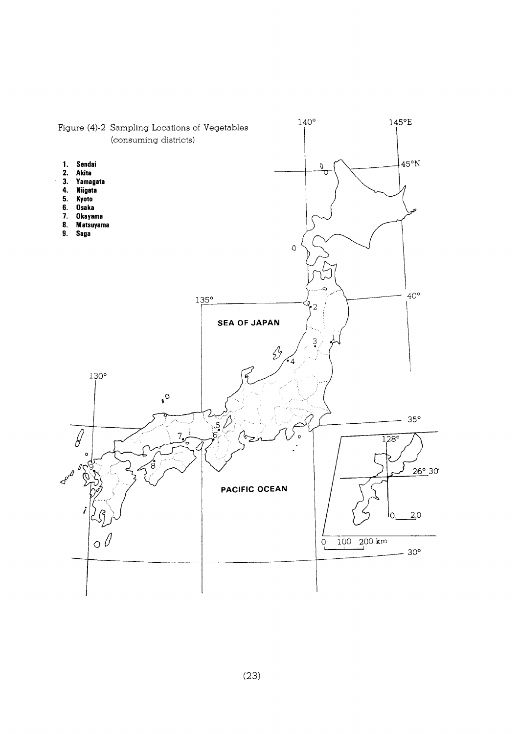Figure (4)-2 Sampling Locations of Vegetables (consuming districts)

1. **Sendai**
2. **Akita**
3. **Yamagata**
4. **Niigata**
5. **Kyoto**
6. **Osaka**
7. **Okayama**
8. **Matsuyama**
9. **Saga**

140°

145°E

45°N

40°

135°

SEA OF JAPAN

130°

35°

128°

26° 30'

PACIFIC OCEAN

0 100 200 km

0 20

30°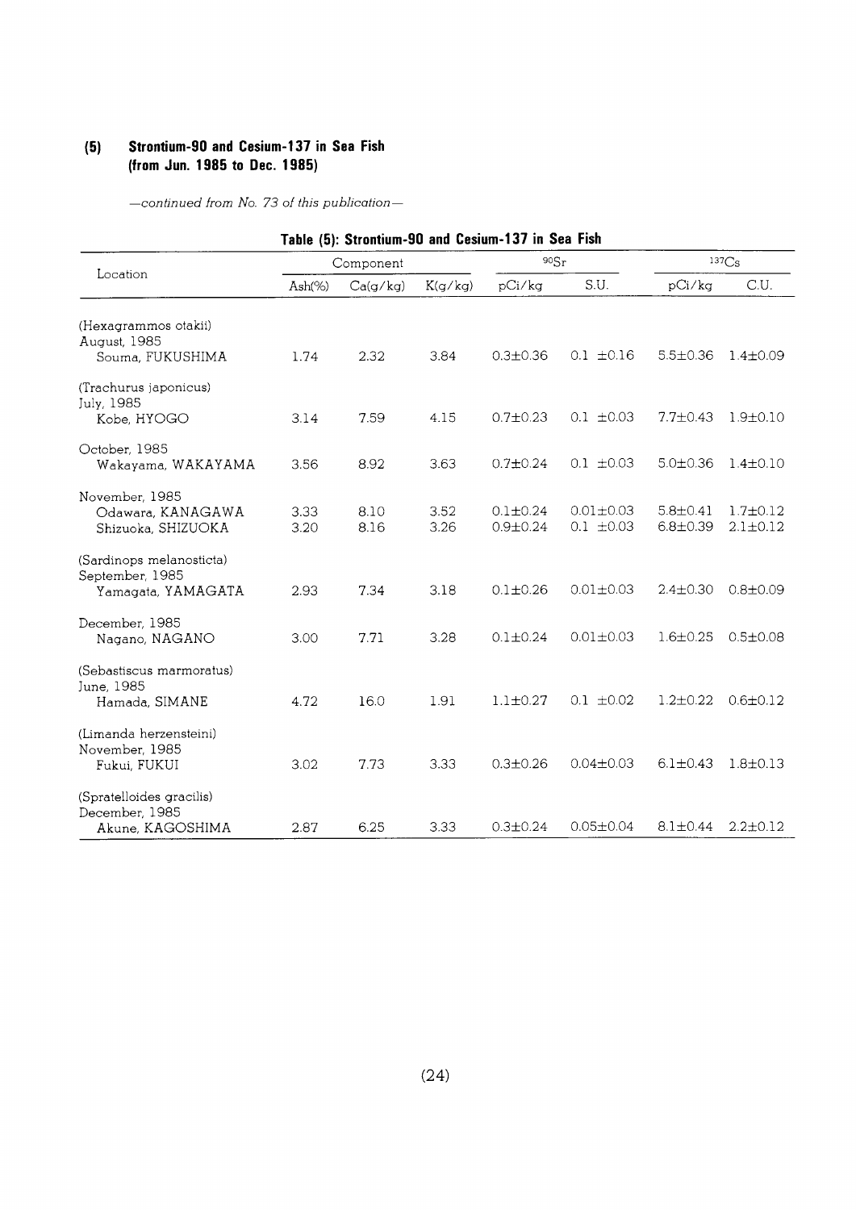## (5) Strontium-90 and Cesium-137 in Sea Fish (from Jun. 1985 to Dec. 1985)

*—continued from No. 73 of this publication—*

**Table (5): Strontium-90 and Cesium-137 in Sea Fish**

| Location | Component | | | $^{90}Sr$ | | $^{137}Cs$ | |
|---|---|---|---|---|---|---|---|
| | Ash(%) | Ca(g/kg) | K(g/kg) | pCi/kg | S.U. | pCi/kg | C.U. |
| (Hexagrammos otakii) | | | | | | | |
| August, 1985 | | | | | | | |
| Souma, FUKUSHIMA | 1.74 | 2.32 | 3.84 | 0.3±0.36 | 0.1 ±0.16 | 5.5±0.36 | 1.4±0.09 |
| (Trachurus japonicus) | | | | | | | |
| July, 1985 | | | | | | | |
| Kobe, HYOGO | 3.14 | 7.59 | 4.15 | 0.7±0.23 | 0.1 ±0.03 | 7.7±0.43 | 1.9±0.10 |
| October, 1985 | | | | | | | |
| Wakayama, WAKAYAMA | 3.56 | 8.92 | 3.63 | 0.7±0.24 | 0.1 ±0.03 | 5.0±0.36 | 1.4±0.10 |
| November, 1985 | | | | | | | |
| Odawara, KANAGAWA | 3.33 | 8.10 | 3.52 | 0.1±0.24 | 0.01±0.03 | 5.8±0.41 | 1.7±0.12 |
| Shizuoka, SHIZUOKA | 3.20 | 8.16 | 3.26 | 0.9±0.24 | 0.1 ±0.03 | 6.8±0.39 | 2.1±0.12 |
| (Sardinops melanosticta) | | | | | | | |
| September, 1985 | | | | | | | |
| Yamagata, YAMAGATA | 2.93 | 7.34 | 3.18 | 0.1±0.26 | 0.01±0.03 | 2.4±0.30 | 0.8±0.09 |
| December, 1985 | | | | | | | |
| Nagano, NAGANO | 3.00 | 7.71 | 3.28 | 0.1±0.24 | 0.01±0.03 | 1.6±0.25 | 0.5±0.08 |
| (Sebastiscus marmoratus) | | | | | | | |
| June, 1985 | | | | | | | |
| Hamada, SIMANE | 4.72 | 16.0 | 1.91 | 1.1±0.27 | 0.1 ±0.02 | 1.2±0.22 | 0.6±0.12 |
| (Limanda herzensteini) | | | | | | | |
| November, 1985 | | | | | | | |
| Fukui, FUKUI | 3.02 | 7.73 | 3.33 | 0.3±0.26 | 0.04±0.03 | 6.1±0.43 | 1.8±0.13 |
| (Spratelloides gracilis) | | | | | | | |
| December, 1985 | | | | | | | |
| Akune, KAGOSHIMA | 2.87 | 6.25 | 3.33 | 0.3±0.24 | 0.05±0.04 | 8.1±0.44 | 2.2±0.12 |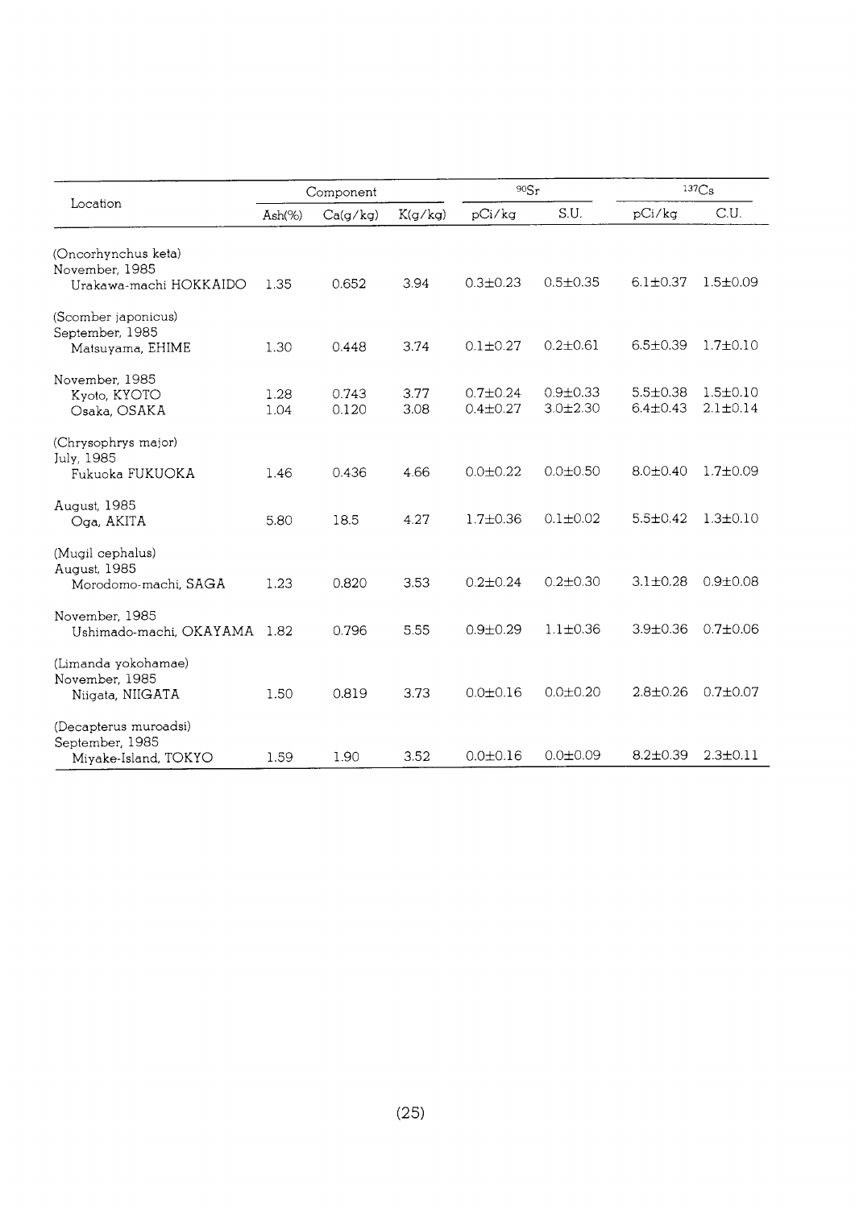| Location | Component | | | $^{90}Sr$ | | $^{137}Cs$ | |
|---|---|---|---|---|---|---|---|
| | Ash(%) | Ca(g/kg) | K(g/kg) | pCi/kg | S.U. | pCi/kg | C.U. |
| (Oncorhynchus keta) | | | | | | | |
| November, 1985 | | | | | | | |
| Urakawa-machi HOKKAIDO | 1.35 | 0.652 | 3.94 | 0.3±0.23 | 0.5±0.35 | 6.1±0.37 | 1.5±0.09 |
| (Scomber japonicus) | | | | | | | |
| September, 1985 | | | | | | | |
| Matsuyama, EHIME | 1.30 | 0.448 | 3.74 | 0.1±0.27 | 0.2±0.61 | 6.5±0.39 | 1.7±0.10 |
| November, 1985 | | | | | | | |
| Kyoto, KYOTO | 1.28 | 0.743 | 3.77 | 0.7±0.24 | 0.9±0.33 | 5.5±0.38 | 1.5±0.10 |
| Osaka, OSAKA | 1.04 | 0.120 | 3.08 | 0.4±0.27 | 3.0±2.30 | 6.4±0.43 | 2.1±0.14 |
| (Chrysophrys major) | | | | | | | |
| July, 1985 | | | | | | | |
| Fukuoka FUKUOKA | 1.46 | 0.436 | 4.66 | 0.0±0.22 | 0.0±0.50 | 8.0±0.40 | 1.7±0.09 |
| August, 1985 | | | | | | | |
| Oga, AKITA | 5.80 | 18.5 | 4.27 | 1.7±0.36 | 0.1±0.02 | 5.5±0.42 | 1.3±0.10 |
| (Mugil cephalus) | | | | | | | |
| August, 1985 | | | | | | | |
| Morodomo-machi, SAGA | 1.23 | 0.820 | 3.53 | 0.2±0.24 | 0.2±0.30 | 3.1±0.28 | 0.9±0.08 |
| November, 1985 | | | | | | | |
| Ushimado-machi, OKAYAMA | 1.82 | 0.796 | 5.55 | 0.9±0.29 | 1.1±0.36 | 3.9±0.36 | 0.7±0.06 |
| (Limanda yokohamae) | | | | | | | |
| November, 1985 | | | | | | | |
| Niigata, NIIGATA | 1.50 | 0.819 | 3.73 | 0.0±0.16 | 0.0±0.20 | 2.8±0.26 | 0.7±0.07 |
| (Decapterus muroadsi) | | | | | | | |
| September, 1985 | | | | | | | |
| Miyake-Island, TOKYO | 1.59 | 1.90 | 3.52 | 0.0±0.16 | 0.0±0.09 | 8.2±0.39 | 2.3±0.11 |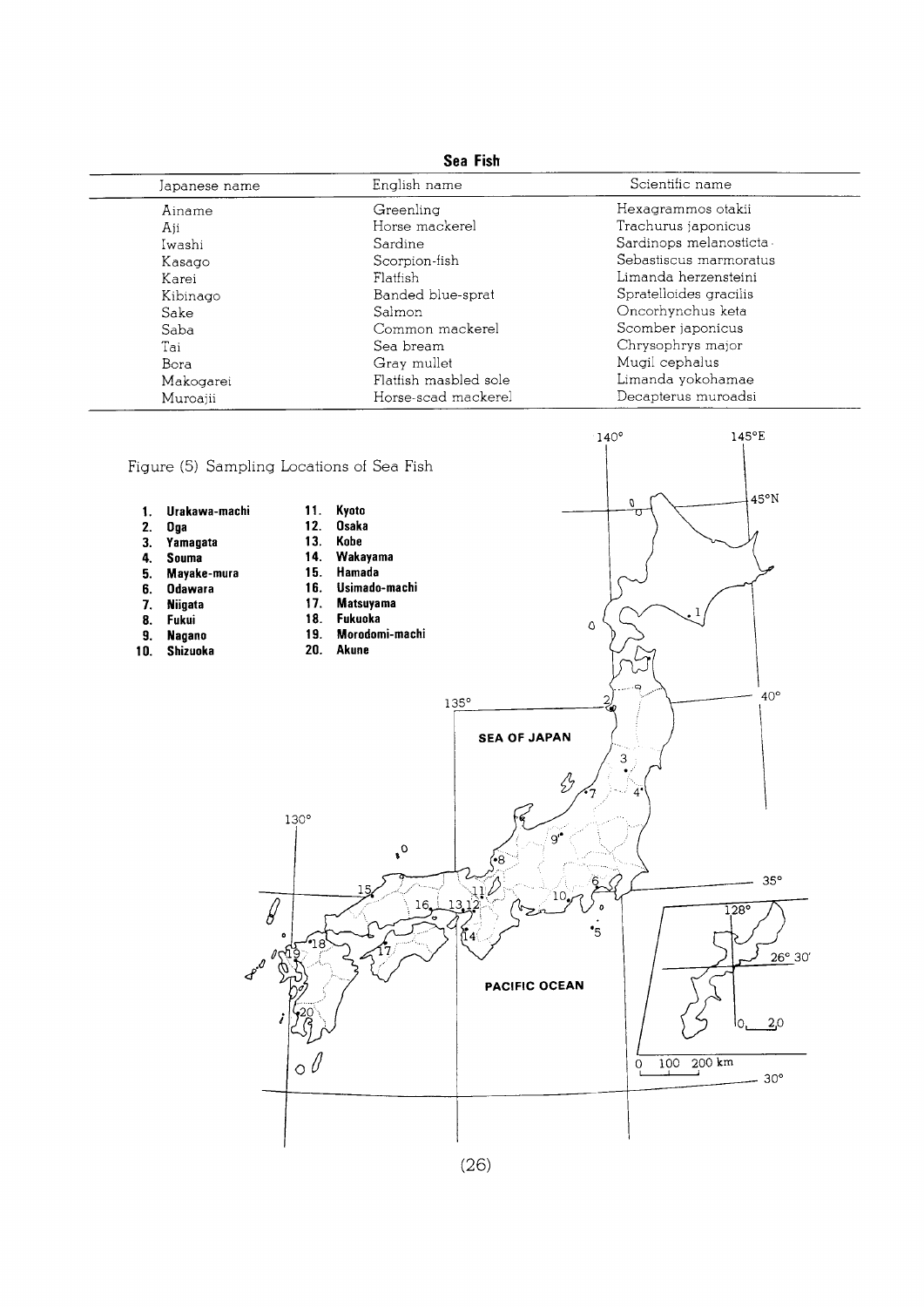**Sea Fish**

| Japanese name | English name | Scientific name |
|---|---|---|
| Ainame | Greenling | Hexagrammos otakii |
| Aji | Horse mackerel | Trachurus japonicus |
| Iwashi | Sardine | Sardinops melanosticta |
| Kasago | Scorpion-fish | Sebastiscus marmoratus |
| Karei | Flatfish | Limanda herzensteini |
| Kibinago | Banded blue-sprat | Spratelloides gracilis |
| Sake | Salmon | Oncorhynchus keta |
| Saba | Common mackerel | Scomber japonicus |
| Tai | Sea bream | Chrysophrys major |
| Bora | Gray mullet | Mugil cephalus |
| Makogarei | Flatfish masbled sole | Limanda yokohamae |
| Muroajii | Horse-scad mackerel | Decapterus muroadsi |

Figure (5) Sampling Locations of Sea Fish

1. **Urakawa-machi**
2. **Oga**
3. **Yamagata**
4. **Souma**
5. **Mayake-mura**
6. **Odawara**
7. **Niigata**
8. **Fukui**
9. **Nagano**
10. **Shizuoka**
11. **Kyoto**
12. **Osaka**
13. **Kobe**
14. **Wakayama**
15. **Hamada**
16. **Usimado-machi**
17. **Matsuyama**
18. **Fukuoka**
19. **Morodomi-machi**
20. **Akune**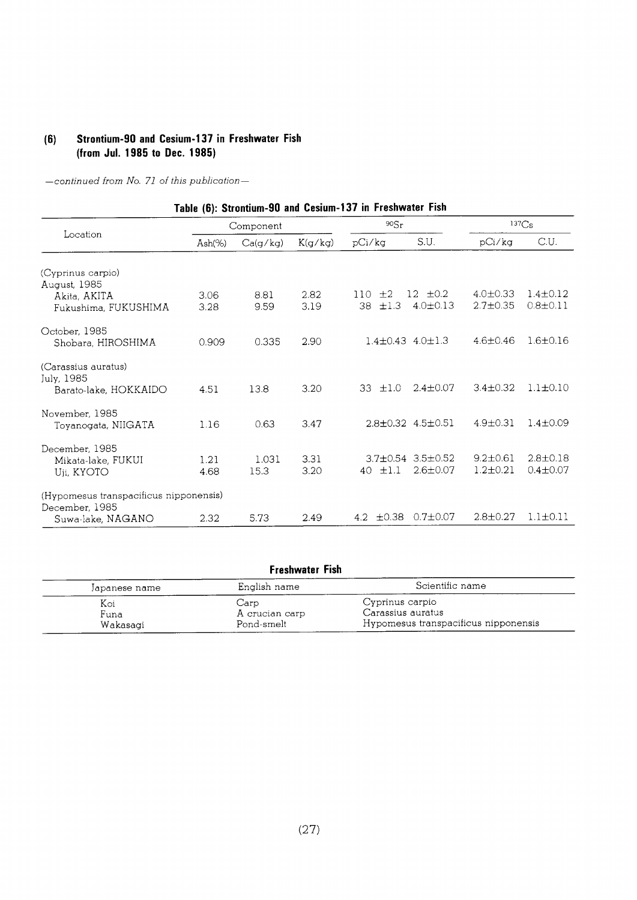### (6) Strontium-90 and Cesium-137 in Freshwater Fish (from Jul. 1985 to Dec. 1985)

*—continued from No. 71 of this publication—*

**Table (6): Strontium-90 and Cesium-137 in Freshwater Fish**

| Location | Component | | | $^{90}Sr$ | | $^{137}Cs$ | |
|---|---|---|---|---|---|---|---|
| | Ash(%) | Ca(g/kg) | K(g/kg) | pCi/kg | S.U. | pCi/kg | C.U. |
| (Cyprinus carpio) | | | | | | | |
| August, 1985 | | | | | | | |
| Akita, AKITA | 3.06 | 8.81 | 2.82 | 110 ±2 | 12 ±0.2 | 4.0±0.33 | 1.4±0.12 |
| Fukushima, FUKUSHIMA | 3.28 | 9.59 | 3.19 | 38 ±1.3 | 4.0±0.13 | 2.7±0.35 | 0.8±0.11 |
| October, 1985 | | | | | | | |
| Shobara, HIROSHIMA | 0.909 | 0.335 | 2.90 | 1.4±0.43 | 4.0±1.3 | 4.6±0.46 | 1.6±0.16 |
| (Carassius auratus) | | | | | | | |
| July, 1985 | | | | | | | |
| Barato-lake, HOKKAIDO | 4.51 | 13.8 | 3.20 | 33 ±1.0 | 2.4±0.07 | 3.4±0.32 | 1.1±0.10 |
| November, 1985 | | | | | | | |
| Toyanogata, NIIGATA | 1.16 | 0.63 | 3.47 | 2.8±0.32 | 4.5±0.51 | 4.9±0.31 | 1.4±0.09 |
| December, 1985 | | | | | | | |
| Mikata-lake, FUKUI | 1.21 | 1.031 | 3.31 | 3.7±0.54 | 3.5±0.52 | 9.2±0.61 | 2.8±0.18 |
| Uji, KYOTO | 4.68 | 15.3 | 3.20 | 40 ±1.1 | 2.6±0.07 | 1.2±0.21 | 0.4±0.07 |
| (Hypomesus transpacificus nipponensis) | | | | | | | |
| December, 1985 | | | | | | | |
| Suwa-lake, NAGANO | 2.32 | 5.73 | 2.49 | 4.2 ±0.38 | 0.7±0.07 | 2.8±0.27 | 1.1±0.11 |

**Freshwater Fish**

| Japanese name | English name | Scientific name |
|---|---|---|
| Koi | Carp | Cyprinus carpio |
| Funa | A crucian carp | Carassius auratus |
| Wakasagi | Pond-smelt | Hypomesus transpacificus nipponensis |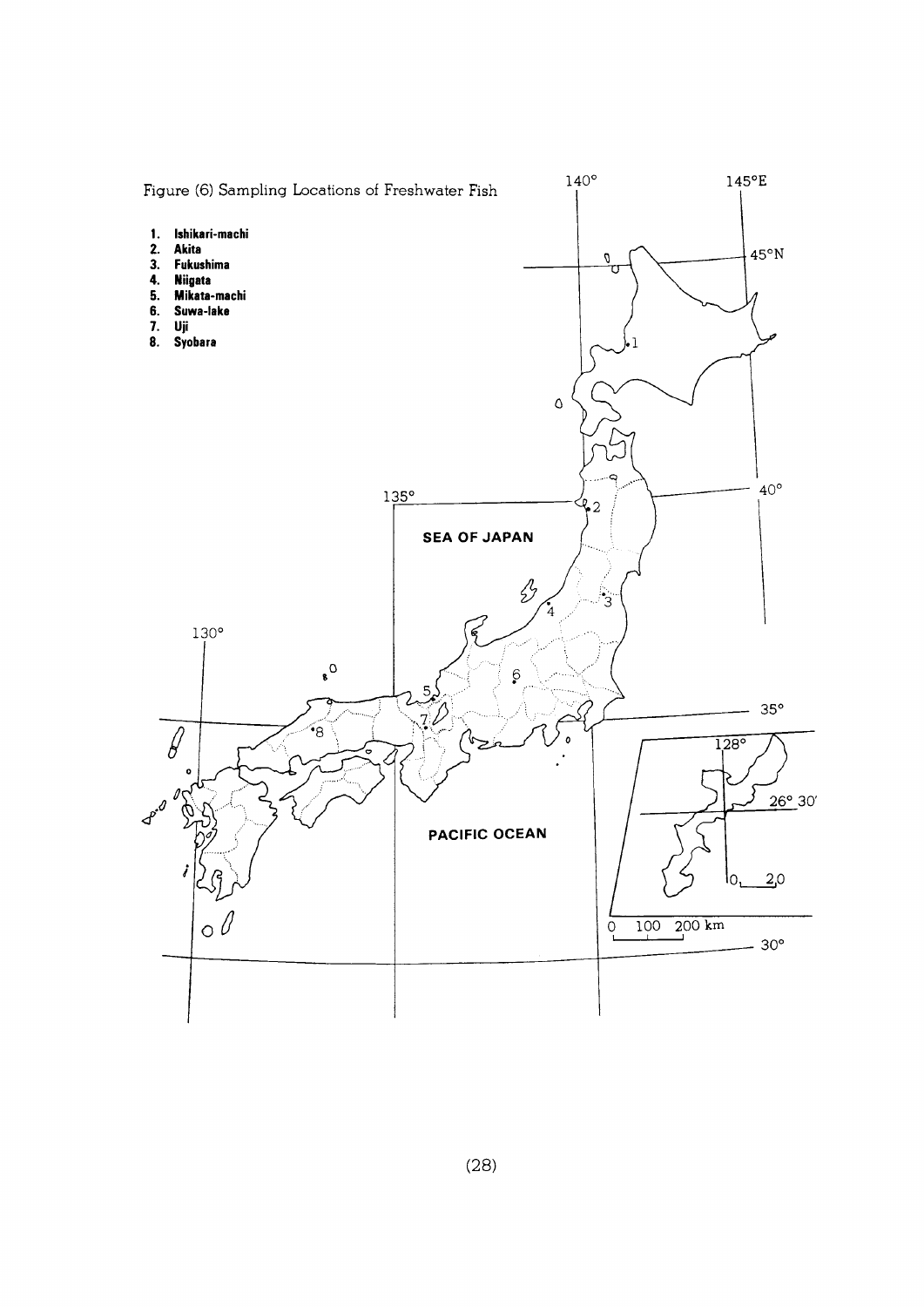Figure (6) Sampling Locations of Freshwater Fish

1. **Ishikari-machi**
2. **Akita**
3. **Fukushima**
4. **Niigata**
5. **Mikata-machi**
6. **Suwa-lake**
7. **Uji**
8. **Syobara**

SEA OF JAPAN

PACIFIC OCEAN

140° 145°E 45°N 40° 135° 130° 35° 30° 128° 26° 30′

0 100 200 km

0 20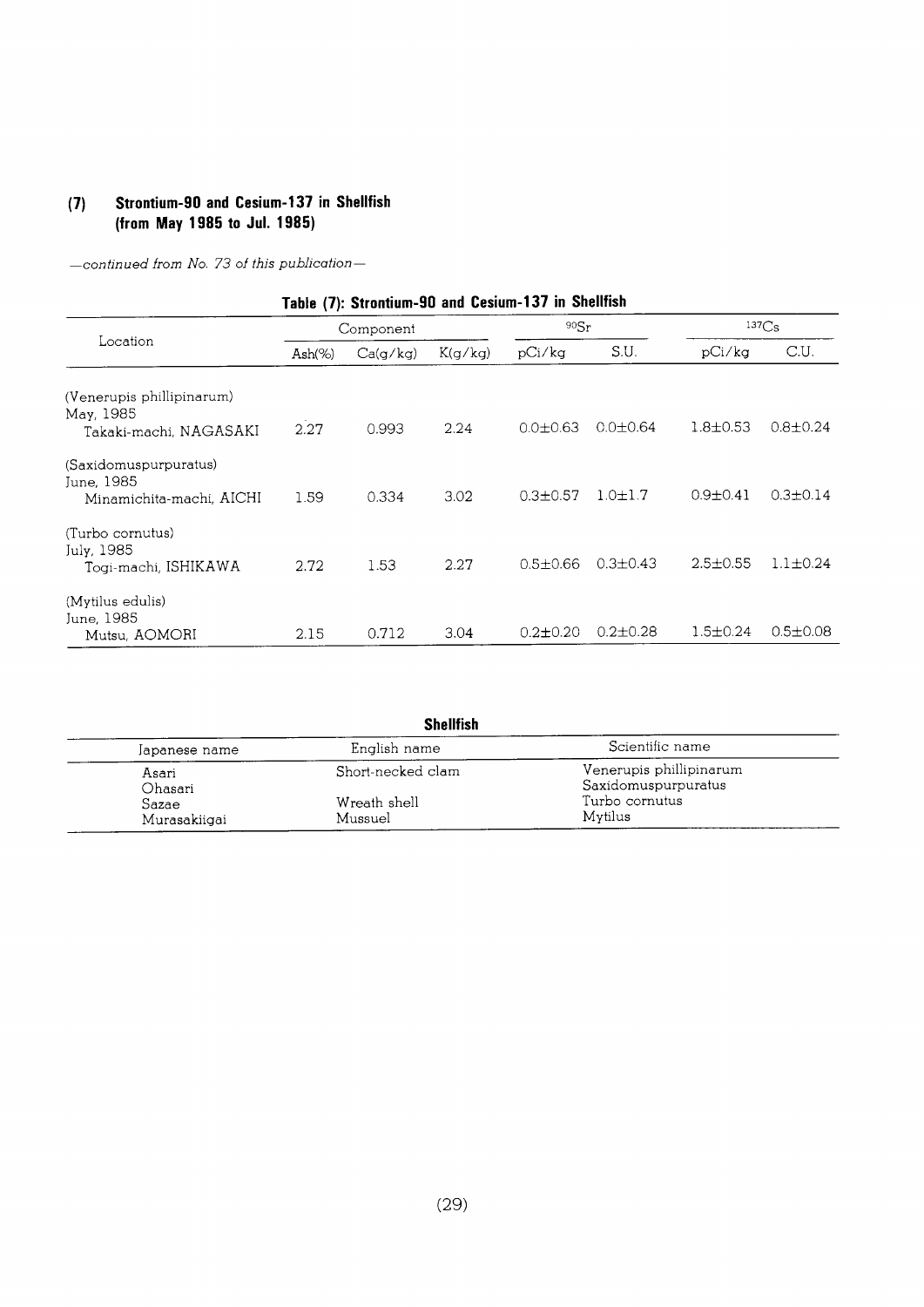## (7) Strontium-90 and Cesium-137 in Shellfish (from May 1985 to Jul. 1985)

*—continued from No. 73 of this publication—*

**Table (7): Strontium-90 and Cesium-137 in Shellfish**

| Location | Component | | | $^{90}Sr$ | | $^{137}Cs$ | |
|---|---|---|---|---|---|---|---|
| | Ash(%) | Ca(g/kg) | K(g/kg) | pCi/kg | S.U. | pCi/kg | C.U. |
| (Venerupis phillipinarum) May, 1985 Takaki-machi, NAGASAKI | 2.27 | 0.993 | 2.24 | 0.0±0.63 | 0.0±0.64 | 1.8±0.53 | 0.8±0.24 |
| (Saxidomuspurpuratus) June, 1985 Minamichita-machi, AICHI | 1.59 | 0.334 | 3.02 | 0.3±0.57 | 1.0±1.7 | 0.9±0.41 | 0.3±0.14 |
| (Turbo cornutus) July, 1985 Togi-machi, ISHIKAWA | 2.72 | 1.53 | 2.27 | 0.5±0.66 | 0.3±0.43 | 2.5±0.55 | 1.1±0.24 |
| (Mytilus edulis) June, 1985 Mutsu, AOMORI | 2.15 | 0.712 | 3.04 | 0.2±0.20 | 0.2±0.28 | 1.5±0.24 | 0.5±0.08 |

**Shellfish**

| Japanese name | English name | Scientific name |
|---|---|---|
| Asari | Short-necked clam | Venerupis phillipinarum |
| Ohasari | | Saxidomuspurpuratus |
| Sazae | Wreath shell | Turbo cornutus |
| Murasakiigai | Mussuel | Mytilus |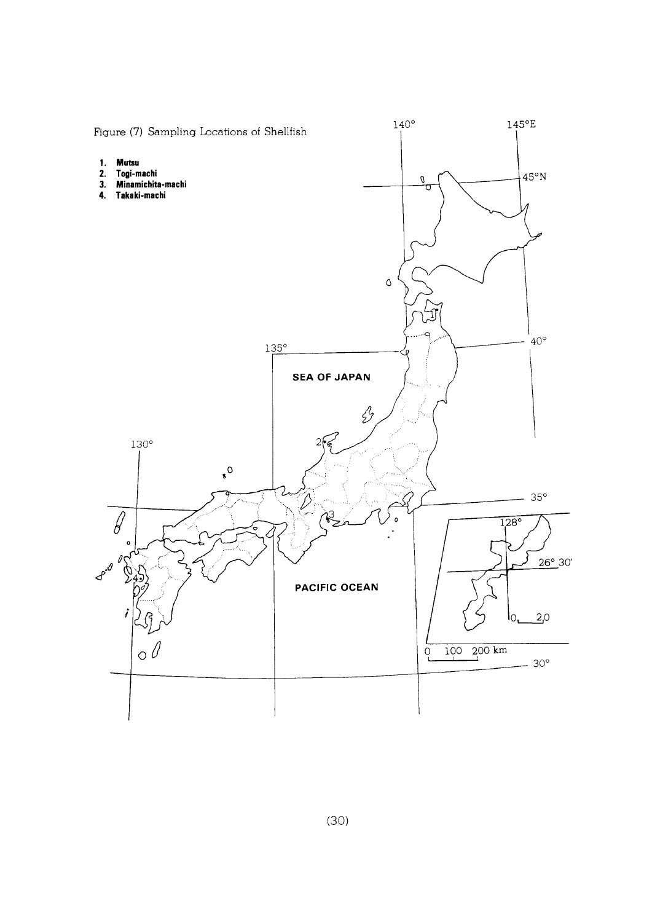Figure (7) Sampling Locations of Shellfish

1. **Mutsu**
2. **Togi-machi**
3. **Minamichita-machi**
4. **Takaki-machi**

140° 145°E

45°N

40°

135°

SEA OF JAPAN

130°

35°

128°

26° 30'

PACIFIC OCEAN

0 20

0 100 200 km

30°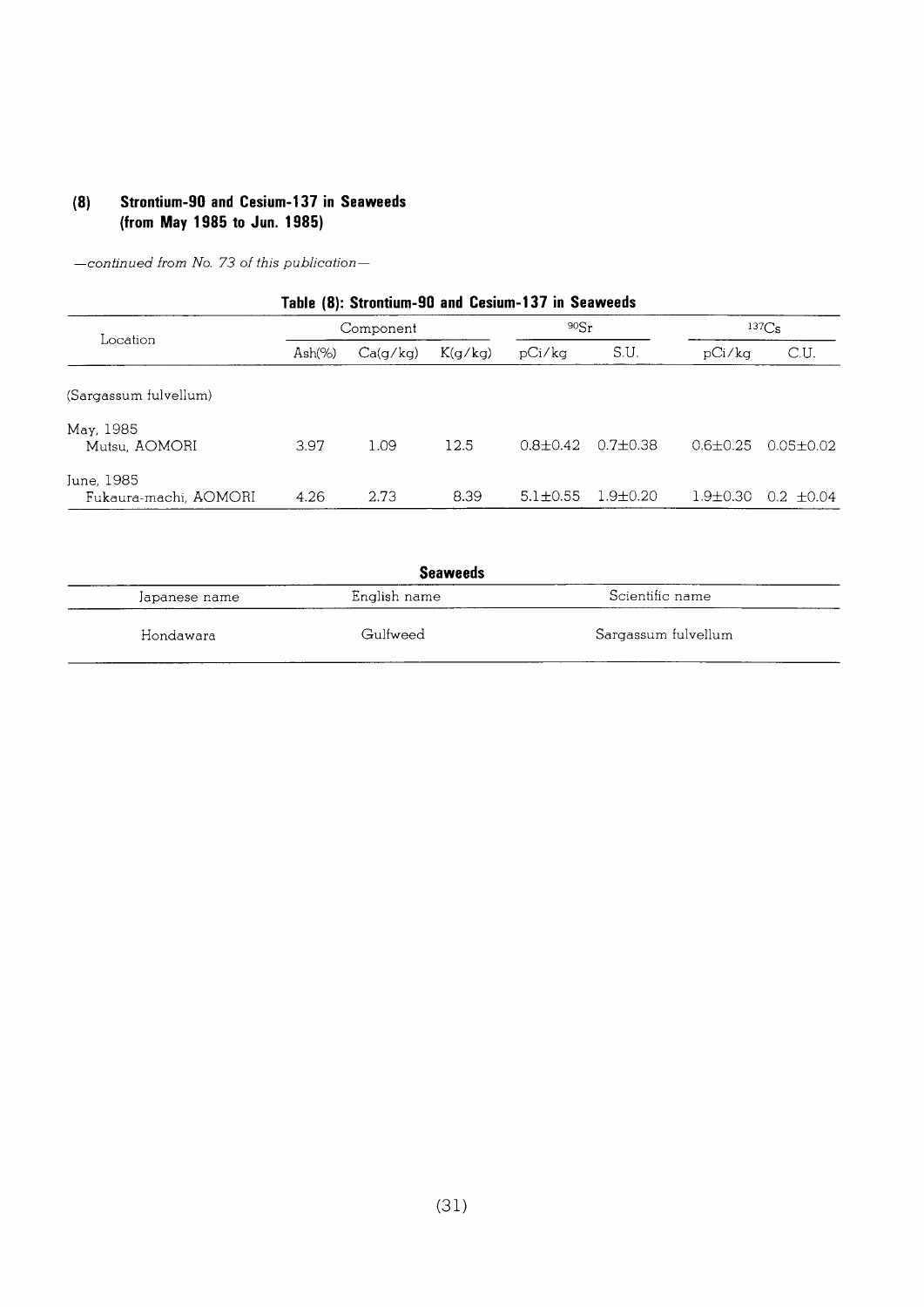## (8) Strontium-90 and Cesium-137 in Seaweeds (from May 1985 to Jun. 1985)

*—continued from No. 73 of this publication—*

**Table (8): Strontium-90 and Cesium-137 in Seaweeds**

| Location | Component | | | $^{90}Sr$ | | $^{137}Cs$ | |
|---|---|---|---|---|---|---|---|
| | Ash(%) | Ca(g/kg) | K(g/kg) | pCi/kg | S.U. | pCi/kg | C.U. |
| (Sargassum fulvellum) | | | | | | | |
| May, 1985<br>Mutsu, AOMORI | 3.97 | 1.09 | 12.5 | 0.8±0.42 | 0.7±0.38 | 0.6±0.25 | 0.05±0.02 |
| June, 1985<br>Fukaura-machi, AOMORI | 4.26 | 2.73 | 8.39 | 5.1±0.55 | 1.9±0.20 | 1.9±0.30 | 0.2 ±0.04 |

**Seaweeds**

| Japanese name | English name | Scientific name |
|---|---|---|
| Hondawara | Gulfweed | Sargassum fulvellum |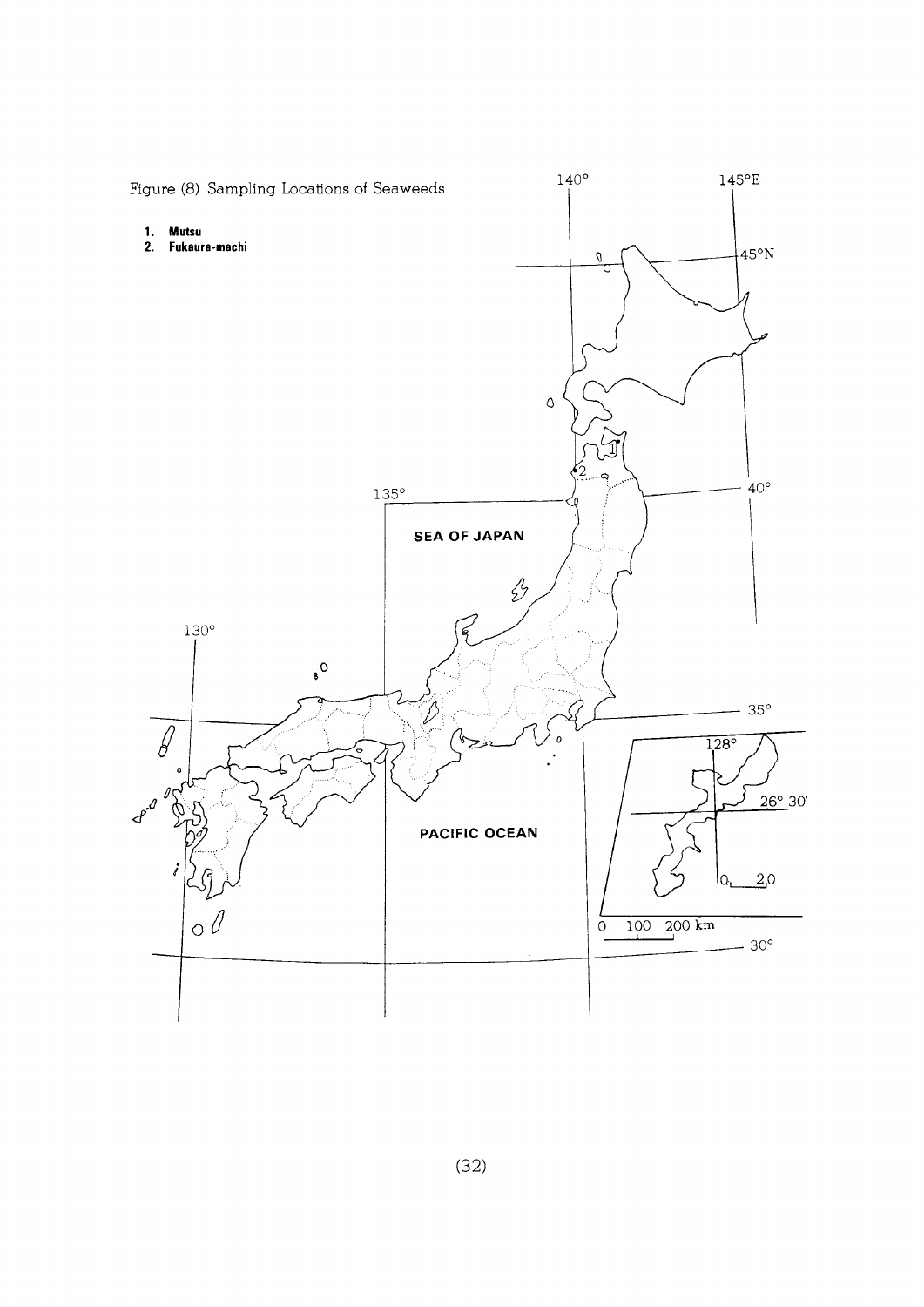Figure (8) Sampling Locations of Seaweeds

1. Mutsu
2. Fukaura-machi

SEA OF JAPAN

PACIFIC OCEAN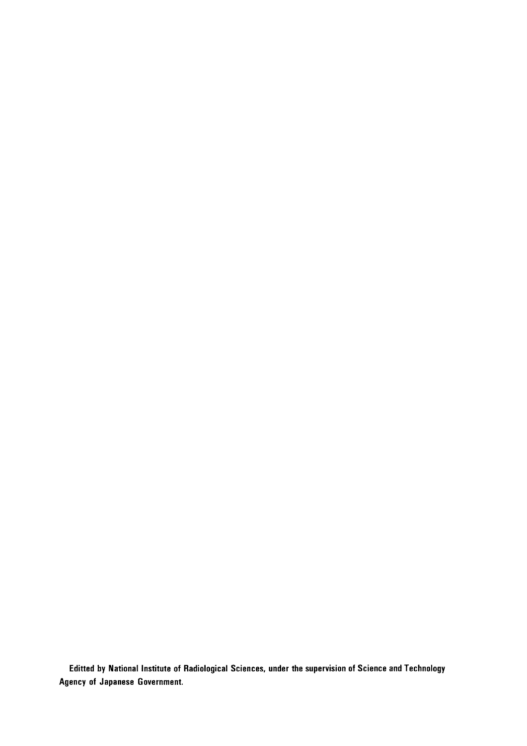Editted by National Institute of Radiological Sciences, under the supervision of Science and Technology Agency of Japanese Government.